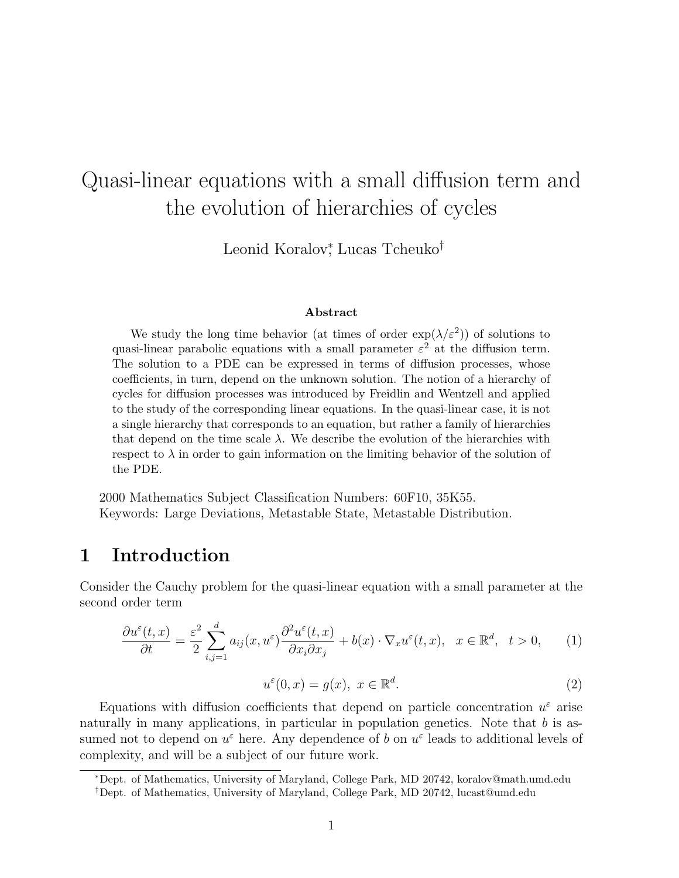# Quasi-linear equations with a small diffusion term and the evolution of hierarchies of cycles

Leonid Koralov[*], Lucas Tcheuko[†]

### Abstract

We study the long time behavior (at times of order $\exp(\lambda/\varepsilon^2)$) of solutions to quasi-linear parabolic equations with a small parameter $\varepsilon^2$ at the diffusion term. The solution to a PDE can be expressed in terms of diffusion processes, whose coefficients, in turn, depend on the unknown solution. The notion of a hierarchy of cycles for diffusion processes was introduced by Freidlin and Wentzell and applied to the study of the corresponding linear equations. In the quasi-linear case, it is not a single hierarchy that corresponds to an equation, but rather a family of hierarchies that depend on the time scale $\lambda$. We describe the evolution of the hierarchies with respect to $\lambda$ in order to gain information on the limiting behavior of the solution of the PDE.

2000 Mathematics Subject Classification Numbers: 60F10, 35K55.
Keywords: Large Deviations, Metastable State, Metastable Distribution.

## 1 Introduction

Consider the Cauchy problem for the quasi-linear equation with a small parameter at the second order term

$$\frac{\partial u^\varepsilon(t,x)}{\partial t} = \frac{\varepsilon^2}{2}\sum_{i,j=1}^{d} a_{ij}(x,u^\varepsilon)\frac{\partial^2 u^\varepsilon(t,x)}{\partial x_i \partial x_j} + b(x)\cdot\nabla_x u^\varepsilon(t,x), \quad x \in \mathbb{R}^d, \quad t>0, \tag{1}$$

$$u^\varepsilon(0,x) = g(x), \ x \in \mathbb{R}^d. \tag{2}$$

Equations with diffusion coefficients that depend on particle concentration $u^\varepsilon$ arise naturally in many applications, in particular in population genetics. Note that $b$ is assumed not to depend on $u^\varepsilon$ here. Any dependence of $b$ on $u^\varepsilon$ leads to additional levels of complexity, and will be a subject of our future work.

[*]Dept. of Mathematics, University of Maryland, College Park, MD 20742, koralov@math.umd.edu

[†]Dept. of Mathematics, University of Maryland, College Park, MD 20742, lucast@umd.edu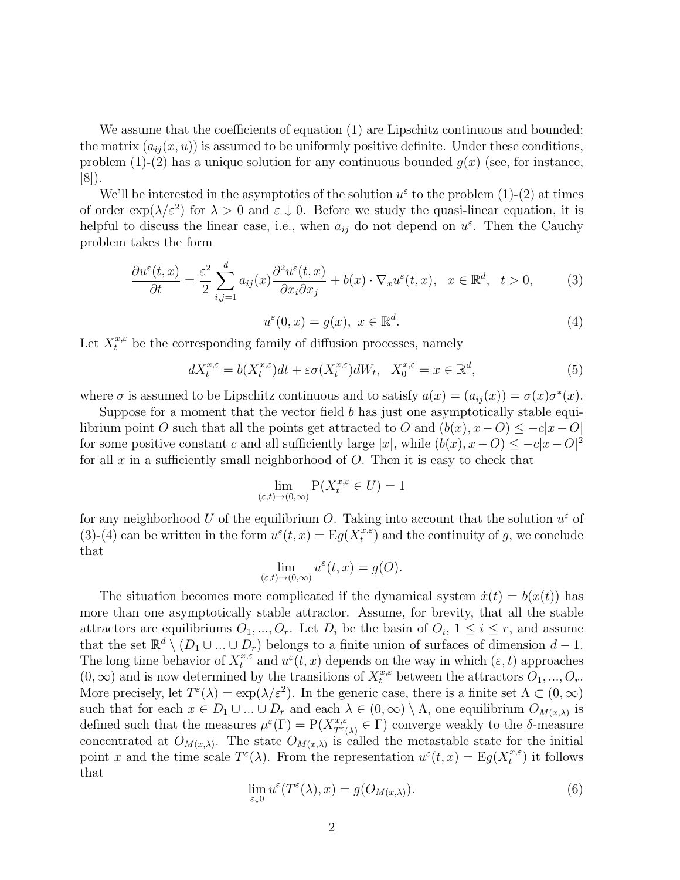We assume that the coefficients of equation (1) are Lipschitz continuous and bounded; the matrix $(a_{ij}(x,u))$ is assumed to be uniformly positive definite. Under these conditions, problem (1)-(2) has a unique solution for any continuous bounded $g(x)$ (see, for instance, [8]).

We'll be interested in the asymptotics of the solution $u^\varepsilon$ to the problem (1)-(2) at times of order $\exp(\lambda/\varepsilon^2)$ for $\lambda > 0$ and $\varepsilon \downarrow 0$. Before we study the quasi-linear equation, it is helpful to discuss the linear case, i.e., when $a_{ij}$ do not depend on $u^\varepsilon$. Then the Cauchy problem takes the form

$$\frac{\partial u^\varepsilon(t,x)}{\partial t} = \frac{\varepsilon^2}{2}\sum_{i,j=1}^{d} a_{ij}(x)\frac{\partial^2 u^\varepsilon(t,x)}{\partial x_i \partial x_j} + b(x)\cdot\nabla_x u^\varepsilon(t,x), \quad x \in \mathbb{R}^d, \quad t > 0, \tag{3}$$

$$u^\varepsilon(0,x) = g(x), \; x \in \mathbb{R}^d. \tag{4}$$

Let $X_t^{x,\varepsilon}$ be the corresponding family of diffusion processes, namely

$$dX_t^{x,\varepsilon} = b(X_t^{x,\varepsilon})dt + \varepsilon\sigma(X_t^{x,\varepsilon})dW_t, \quad X_0^{x,\varepsilon} = x \in \mathbb{R}^d, \tag{5}$$

where $\sigma$ is assumed to be Lipschitz continuous and to satisfy $a(x) = (a_{ij}(x)) = \sigma(x)\sigma^*(x)$.

Suppose for a moment that the vector field $b$ has just one asymptotically stable equilibrium point $O$ such that all the points get attracted to $O$ and $(b(x), x - O) \leq -c|x - O|$ for some positive constant $c$ and all sufficiently large $|x|$, while $(b(x), x - O) \leq -c|x - O|^2$ for all $x$ in a sufficiently small neighborhood of $O$. Then it is easy to check that

$$\lim_{(\varepsilon,t)\to(0,\infty)} \mathrm{P}(X_t^{x,\varepsilon} \in U) = 1$$

for any neighborhood $U$ of the equilibrium $O$. Taking into account that the solution $u^\varepsilon$ of (3)-(4) can be written in the form $u^\varepsilon(t,x) = \mathrm{E}g(X_t^{x,\varepsilon})$ and the continuity of $g$, we conclude that

$$\lim_{(\varepsilon,t)\to(0,\infty)} u^\varepsilon(t,x) = g(O).$$

The situation becomes more complicated if the dynamical system $\dot{x}(t) = b(x(t))$ has more than one asymptotically stable attractor. Assume, for brevity, that all the stable attractors are equilibriums $O_1, ..., O_r$. Let $D_i$ be the basin of $O_i$, $1 \leq i \leq r$, and assume that the set $\mathbb{R}^d \setminus (D_1 \cup ... \cup D_r)$ belongs to a finite union of surfaces of dimension $d-1$. The long time behavior of $X_t^{x,\varepsilon}$ and $u^\varepsilon(t,x)$ depends on the way in which $(\varepsilon, t)$ approaches $(0,\infty)$ and is now determined by the transitions of $X_t^{x,\varepsilon}$ between the attractors $O_1, ..., O_r$. More precisely, let $T^\varepsilon(\lambda) = \exp(\lambda/\varepsilon^2)$. In the generic case, there is a finite set $\Lambda \subset (0,\infty)$ such that for each $x \in D_1 \cup ... \cup D_r$ and each $\lambda \in (0,\infty) \setminus \Lambda$, one equilibrium $O_{M(x,\lambda)}$ is defined such that the measures $\mu^\varepsilon(\Gamma) = \mathrm{P}(X^{x,\varepsilon}_{T^\varepsilon(\lambda)} \in \Gamma)$ converge weakly to the $\delta$-measure concentrated at $O_{M(x,\lambda)}$. The state $O_{M(x,\lambda)}$ is called the metastable state for the initial point $x$ and the time scale $T^\varepsilon(\lambda)$. From the representation $u^\varepsilon(t,x) = \mathrm{E}g(X_t^{x,\varepsilon})$ it follows that

$$\lim_{\varepsilon\downarrow 0} u^\varepsilon(T^\varepsilon(\lambda), x) = g(O_{M(x,\lambda)}). \tag{6}$$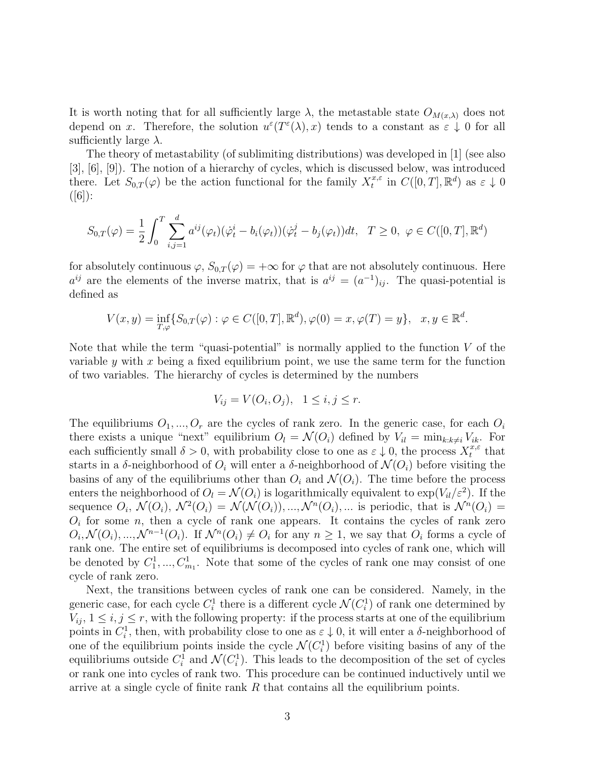It is worth noting that for all sufficiently large $\lambda$, the metastable state $O_{M(x,\lambda)}$ does not depend on $x$. Therefore, the solution $u^\varepsilon(T^\varepsilon(\lambda), x)$ tends to a constant as $\varepsilon \downarrow 0$ for all sufficiently large $\lambda$.

The theory of metastability (of sublimiting distributions) was developed in [1] (see also [3], [6], [9]). The notion of a hierarchy of cycles, which is discussed below, was introduced there. Let $S_{0,T}(\varphi)$ be the action functional for the family $X_t^{x,\varepsilon}$ in $C([0,T], \mathbb{R}^d)$ as $\varepsilon \downarrow 0$ ([6]):

$$S_{0,T}(\varphi) = \frac{1}{2} \int_0^T \sum_{i,j=1}^d a^{ij}(\varphi_t)(\dot{\varphi}_t^i - b_i(\varphi_t))(\dot{\varphi}_t^j - b_j(\varphi_t))dt, \quad T \geq 0, \ \varphi \in C([0,T], \mathbb{R}^d)$$

for absolutely continuous $\varphi$, $S_{0,T}(\varphi) = +\infty$ for $\varphi$ that are not absolutely continuous. Here $a^{ij}$ are the elements of the inverse matrix, that is $a^{ij} = (a^{-1})_{ij}$. The quasi-potential is defined as

$$V(x,y) = \inf_{T,\varphi} \{S_{0,T}(\varphi) : \varphi \in C([0,T], \mathbb{R}^d), \varphi(0) = x, \varphi(T) = y\}, \quad x, y \in \mathbb{R}^d.$$

Note that while the term "quasi-potential" is normally applied to the function $V$ of the variable $y$ with $x$ being a fixed equilibrium point, we use the same term for the function of two variables. The hierarchy of cycles is determined by the numbers

$$V_{ij} = V(O_i, O_j), \quad 1 \leq i, j \leq r.$$

The equilibriums $O_1, ..., O_r$ are the cycles of rank zero. In the generic case, for each $O_i$ there exists a unique "next" equilibrium $O_l = \mathcal{N}(O_i)$ defined by $V_{il} = \min_{k:k \neq i} V_{ik}$. For each sufficiently small $\delta > 0$, with probability close to one as $\varepsilon \downarrow 0$, the process $X_t^{x,\varepsilon}$ that starts in a $\delta$-neighborhood of $O_i$ will enter a $\delta$-neighborhood of $\mathcal{N}(O_i)$ before visiting the basins of any of the equilibriums other than $O_i$ and $\mathcal{N}(O_i)$. The time before the process enters the neighborhood of $O_l = \mathcal{N}(O_i)$ is logarithmically equivalent to $\exp(V_{il}/\varepsilon^2)$. If the sequence $O_i$, $\mathcal{N}(O_i)$, $\mathcal{N}^2(O_i) = \mathcal{N}(\mathcal{N}(O_i)), ..., \mathcal{N}^n(O_i), ...$ is periodic, that is $\mathcal{N}^n(O_i) = O_i$ for some $n$, then a cycle of rank one appears. It contains the cycles of rank zero $O_i, \mathcal{N}(O_i), ..., \mathcal{N}^{n-1}(O_i)$. If $\mathcal{N}^n(O_i) \neq O_i$ for any $n \geq 1$, we say that $O_i$ forms a cycle of rank one. The entire set of equilibriums is decomposed into cycles of rank one, which will be denoted by $C_1^1, ..., C_{m_1}^1$. Note that some of the cycles of rank one may consist of one cycle of rank zero.

Next, the transitions between cycles of rank one can be considered. Namely, in the generic case, for each cycle $C_i^1$ there is a different cycle $\mathcal{N}(C_i^1)$ of rank one determined by $V_{ij}$, $1 \leq i, j \leq r$, with the following property: if the process starts at one of the equilibrium points in $C_i^1$, then, with probability close to one as $\varepsilon \downarrow 0$, it will enter a $\delta$-neighborhood of one of the equilibrium points inside the cycle $\mathcal{N}(C_i^1)$ before visiting basins of any of the equilibriums outside $C_i^1$ and $\mathcal{N}(C_i^1)$. This leads to the decomposition of the set of cycles or rank one into cycles of rank two. This procedure can be continued inductively until we arrive at a single cycle of finite rank $R$ that contains all the equilibrium points.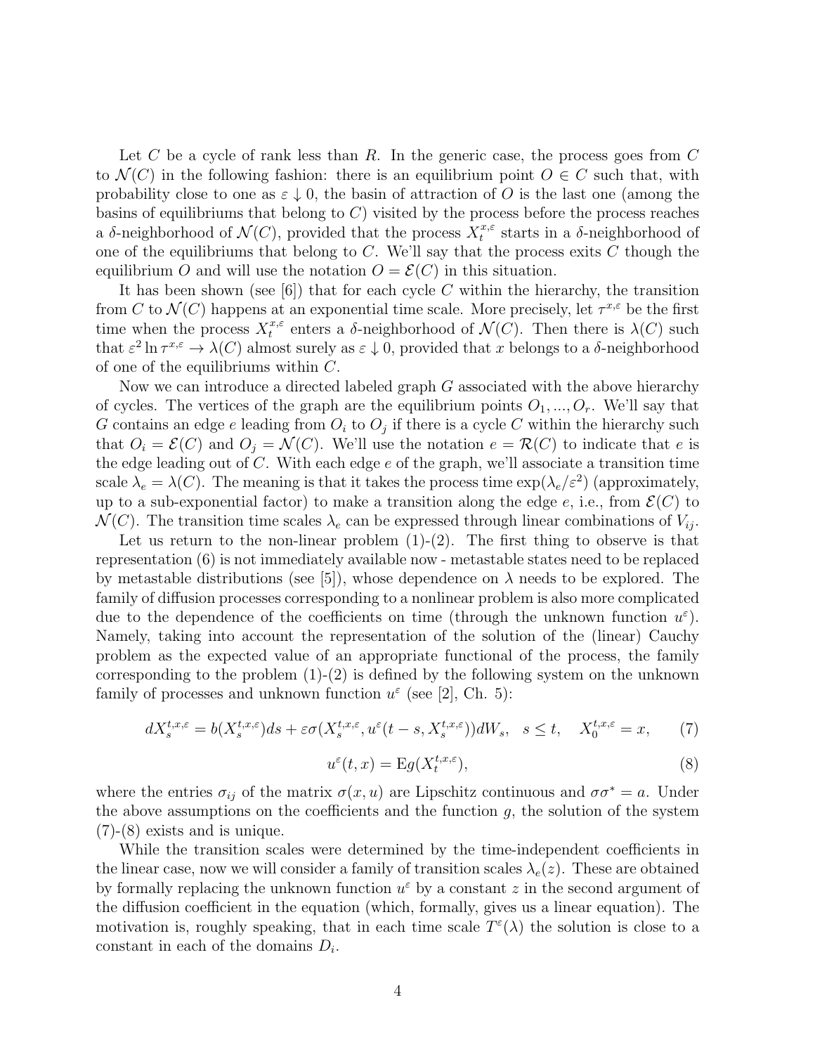Let $C$ be a cycle of rank less than $R$. In the generic case, the process goes from $C$ to $\mathcal{N}(C)$ in the following fashion: there is an equilibrium point $O \in C$ such that, with probability close to one as $\varepsilon \downarrow 0$, the basin of attraction of $O$ is the last one (among the basins of equilibriums that belong to $C$) visited by the process before the process reaches a $\delta$-neighborhood of $\mathcal{N}(C)$, provided that the process $X^{x,\varepsilon}_t$ starts in a $\delta$-neighborhood of one of the equilibriums that belong to $C$. We'll say that the process exits $C$ though the equilibrium $O$ and will use the notation $O = \mathcal{E}(C)$ in this situation.

It has been shown (see [6]) that for each cycle $C$ within the hierarchy, the transition from $C$ to $\mathcal{N}(C)$ happens at an exponential time scale. More precisely, let $\tau^{x,\varepsilon}$ be the first time when the process $X^{x,\varepsilon}_t$ enters a $\delta$-neighborhood of $\mathcal{N}(C)$. Then there is $\lambda(C)$ such that $\varepsilon^2 \ln \tau^{x,\varepsilon} \to \lambda(C)$ almost surely as $\varepsilon \downarrow 0$, provided that $x$ belongs to a $\delta$-neighborhood of one of the equilibriums within $C$.

Now we can introduce a directed labeled graph $G$ associated with the above hierarchy of cycles. The vertices of the graph are the equilibrium points $O_1, ..., O_r$. We'll say that $G$ contains an edge $e$ leading from $O_i$ to $O_j$ if there is a cycle $C$ within the hierarchy such that $O_i = \mathcal{E}(C)$ and $O_j = \mathcal{N}(C)$. We'll use the notation $e = \mathcal{R}(C)$ to indicate that $e$ is the edge leading out of $C$. With each edge $e$ of the graph, we'll associate a transition time scale $\lambda_e = \lambda(C)$. The meaning is that it takes the process time $\exp(\lambda_e/\varepsilon^2)$ (approximately, up to a sub-exponential factor) to make a transition along the edge $e$, i.e., from $\mathcal{E}(C)$ to $\mathcal{N}(C)$. The transition time scales $\lambda_e$ can be expressed through linear combinations of $V_{ij}$.

Let us return to the non-linear problem (1)-(2). The first thing to observe is that representation (6) is not immediately available now - metastable states need to be replaced by metastable distributions (see [5]), whose dependence on $\lambda$ needs to be explored. The family of diffusion processes corresponding to a nonlinear problem is also more complicated due to the dependence of the coefficients on time (through the unknown function $u^\varepsilon$). Namely, taking into account the representation of the solution of the (linear) Cauchy problem as the expected value of an appropriate functional of the process, the family corresponding to the problem (1)-(2) is defined by the following system on the unknown family of processes and unknown function $u^\varepsilon$ (see [2], Ch. 5):

$$dX^{t,x,\varepsilon}_s = b(X^{t,x,\varepsilon}_s)ds + \varepsilon\sigma(X^{t,x,\varepsilon}_s, u^\varepsilon(t-s, X^{t,x,\varepsilon}_s))dW_s, \quad s \leq t, \quad X^{t,x,\varepsilon}_0 = x, \tag{7}$$

$$u^\varepsilon(t,x) = \mathrm{E}g(X^{t,x,\varepsilon}_t), \tag{8}$$

where the entries $\sigma_{ij}$ of the matrix $\sigma(x,u)$ are Lipschitz continuous and $\sigma\sigma^* = a$. Under the above assumptions on the coefficients and the function $g$, the solution of the system (7)-(8) exists and is unique.

While the transition scales were determined by the time-independent coefficients in the linear case, now we will consider a family of transition scales $\lambda_e(z)$. These are obtained by formally replacing the unknown function $u^\varepsilon$ by a constant $z$ in the second argument of the diffusion coefficient in the equation (which, formally, gives us a linear equation). The motivation is, roughly speaking, that in each time scale $T^\varepsilon(\lambda)$ the solution is close to a constant in each of the domains $D_i$.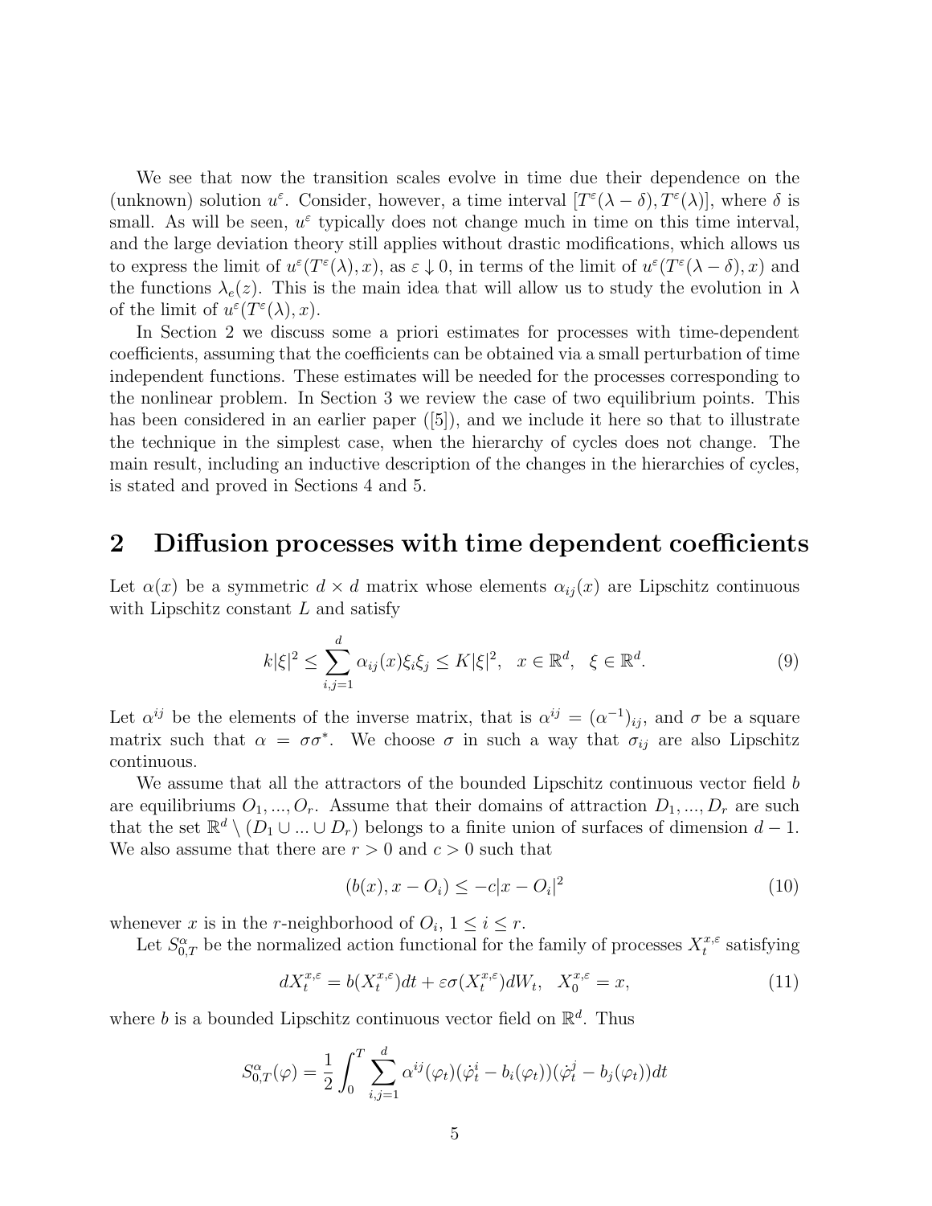We see that now the transition scales evolve in time due their dependence on the (unknown) solution $u^\varepsilon$. Consider, however, a time interval $[T^\varepsilon(\lambda - \delta), T^\varepsilon(\lambda)]$, where $\delta$ is small. As will be seen, $u^\varepsilon$ typically does not change much in time on this time interval, and the large deviation theory still applies without drastic modifications, which allows us to express the limit of $u^\varepsilon(T^\varepsilon(\lambda), x)$, as $\varepsilon \downarrow 0$, in terms of the limit of $u^\varepsilon(T^\varepsilon(\lambda - \delta), x)$ and the functions $\lambda_e(z)$. This is the main idea that will allow us to study the evolution in $\lambda$ of the limit of $u^\varepsilon(T^\varepsilon(\lambda), x)$.

In Section 2 we discuss some a priori estimates for processes with time-dependent coefficients, assuming that the coefficients can be obtained via a small perturbation of time independent functions. These estimates will be needed for the processes corresponding to the nonlinear problem. In Section 3 we review the case of two equilibrium points. This has been considered in an earlier paper ([5]), and we include it here so that to illustrate the technique in the simplest case, when the hierarchy of cycles does not change. The main result, including an inductive description of the changes in the hierarchies of cycles, is stated and proved in Sections 4 and 5.

## 2 Diffusion processes with time dependent coefficients

Let $\alpha(x)$ be a symmetric $d \times d$ matrix whose elements $\alpha_{ij}(x)$ are Lipschitz continuous with Lipschitz constant $L$ and satisfy

$$k|\xi|^2 \leq \sum_{i,j=1}^{d} \alpha_{ij}(x)\xi_i\xi_j \leq K|\xi|^2, \quad x \in \mathbb{R}^d, \quad \xi \in \mathbb{R}^d. \tag{9}$$

Let $\alpha^{ij}$ be the elements of the inverse matrix, that is $\alpha^{ij} = (\alpha^{-1})_{ij}$, and $\sigma$ be a square matrix such that $\alpha = \sigma\sigma^*$. We choose $\sigma$ in such a way that $\sigma_{ij}$ are also Lipschitz continuous.

We assume that all the attractors of the bounded Lipschitz continuous vector field $b$ are equilibriums $O_1, ..., O_r$. Assume that their domains of attraction $D_1, ..., D_r$ are such that the set $\mathbb{R}^d \setminus (D_1 \cup ... \cup D_r)$ belongs to a finite union of surfaces of dimension $d-1$. We also assume that there are $r > 0$ and $c > 0$ such that

$$(b(x), x - O_i) \leq -c|x - O_i|^2 \tag{10}$$

whenever $x$ is in the $r$-neighborhood of $O_i$, $1 \leq i \leq r$.

Let $S^\alpha_{0,T}$ be the normalized action functional for the family of processes $X^{x,\varepsilon}_t$ satisfying

$$dX^{x,\varepsilon}_t = b(X^{x,\varepsilon}_t)dt + \varepsilon\sigma(X^{x,\varepsilon}_t)dW_t, \quad X^{x,\varepsilon}_0 = x, \tag{11}$$

where $b$ is a bounded Lipschitz continuous vector field on $\mathbb{R}^d$. Thus

$$S^\alpha_{0,T}(\varphi) = \frac{1}{2}\int_0^T \sum_{i,j=1}^{d} \alpha^{ij}(\varphi_t)(\dot{\varphi}^i_t - b_i(\varphi_t))(\dot{\varphi}^j_t - b_j(\varphi_t))dt$$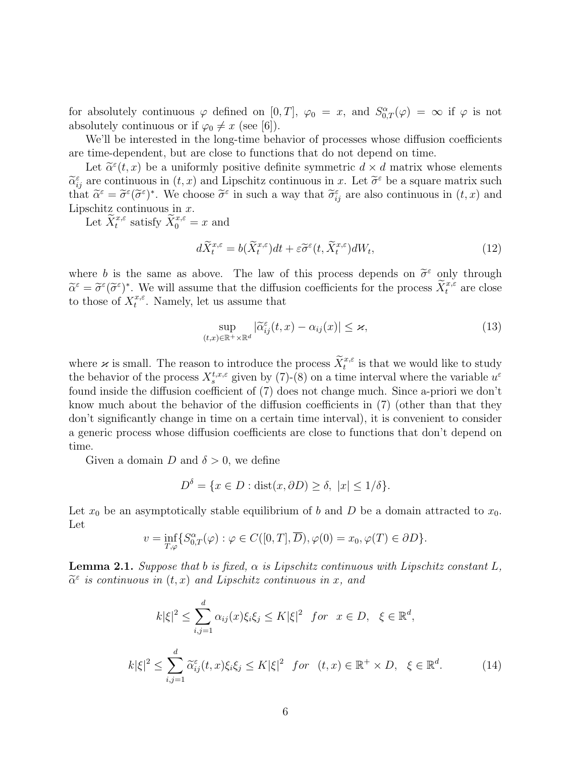for absolutely continuous $\varphi$ defined on $[0,T]$, $\varphi_0 = x$, and $S^\alpha_{0,T}(\varphi) = \infty$ if $\varphi$ is not absolutely continuous or if $\varphi_0 \neq x$ (see [6]).

We'll be interested in the long-time behavior of processes whose diffusion coefficients are time-dependent, but are close to functions that do not depend on time.

Let $\widetilde{\alpha}^\varepsilon(t,x)$ be a uniformly positive definite symmetric $d \times d$ matrix whose elements $\widetilde{\alpha}^\varepsilon_{ij}$ are continuous in $(t,x)$ and Lipschitz continuous in $x$. Let $\widetilde{\sigma}^\varepsilon$ be a square matrix such that $\widetilde{\alpha}^\varepsilon = \widetilde{\sigma}^\varepsilon(\widetilde{\sigma}^\varepsilon)^*$. We choose $\widetilde{\sigma}^\varepsilon$ in such a way that $\widetilde{\sigma}^\varepsilon_{ij}$ are also continuous in $(t,x)$ and Lipschitz continuous in $x$.

Let $\widetilde{X}^{x,\varepsilon}_t$ satisfy $\widetilde{X}^{x,\varepsilon}_0 = x$ and

$$d\widetilde{X}^{x,\varepsilon}_t = b(\widetilde{X}^{x,\varepsilon}_t)dt + \varepsilon \widetilde{\sigma}^\varepsilon(t, \widetilde{X}^{x,\varepsilon}_t)dW_t, \tag{12}$$

where $b$ is the same as above. The law of this process depends on $\widetilde{\sigma}^\varepsilon$ only through $\widetilde{\alpha}^\varepsilon = \widetilde{\sigma}^\varepsilon(\widetilde{\sigma}^\varepsilon)^*$. We will assume that the diffusion coefficients for the process $\widetilde{X}^{x,\varepsilon}_t$ are close to those of $X^{x,\varepsilon}_t$. Namely, let us assume that

$$\sup_{(t,x)\in\mathbb{R}^+\times\mathbb{R}^d} |\widetilde{\alpha}^\varepsilon_{ij}(t,x) - \alpha_{ij}(x)| \leq \varkappa, \tag{13}$$

where $\varkappa$ is small. The reason to introduce the process $\widetilde{X}^{x,\varepsilon}_t$ is that we would like to study the behavior of the process $X^{t,x,\varepsilon}_s$ given by (7)-(8) on a time interval where the variable $u^\varepsilon$ found inside the diffusion coefficient of (7) does not change much. Since a-priori we don't know much about the behavior of the diffusion coefficients in (7) (other than that they don't significantly change in time on a certain time interval), it is convenient to consider a generic process whose diffusion coefficients are close to functions that don't depend on time.

Given a domain $D$ and $\delta > 0$, we define

$$D^\delta = \{x \in D : \mathrm{dist}(x, \partial D) \geq \delta,\ |x| \leq 1/\delta\}.$$

Let $x_0$ be an asymptotically stable equilibrium of $b$ and $D$ be a domain attracted to $x_0$. Let

$$v = \inf_{T,\varphi}\{S^\alpha_{0,T}(\varphi) : \varphi \in C([0,T], \overline{D}), \varphi(0) = x_0, \varphi(T) \in \partial D\}.$$

**Lemma 2.1.** *Suppose that $b$ is fixed, $\alpha$ is Lipschitz continuous with Lipschitz constant $L$, $\widetilde{\alpha}^\varepsilon$ is continuous in $(t,x)$ and Lipschitz continuous in $x$, and*

$$k|\xi|^2 \leq \sum_{i,j=1}^d \alpha_{ij}(x)\xi_i\xi_j \leq K|\xi|^2 \quad for \quad x \in D, \quad \xi \in \mathbb{R}^d,$$

$$k|\xi|^2 \leq \sum_{i,j=1}^d \widetilde{\alpha}^\varepsilon_{ij}(t,x)\xi_i\xi_j \leq K|\xi|^2 \quad for \quad (t,x) \in \mathbb{R}^+ \times D, \quad \xi \in \mathbb{R}^d. \tag{14}$$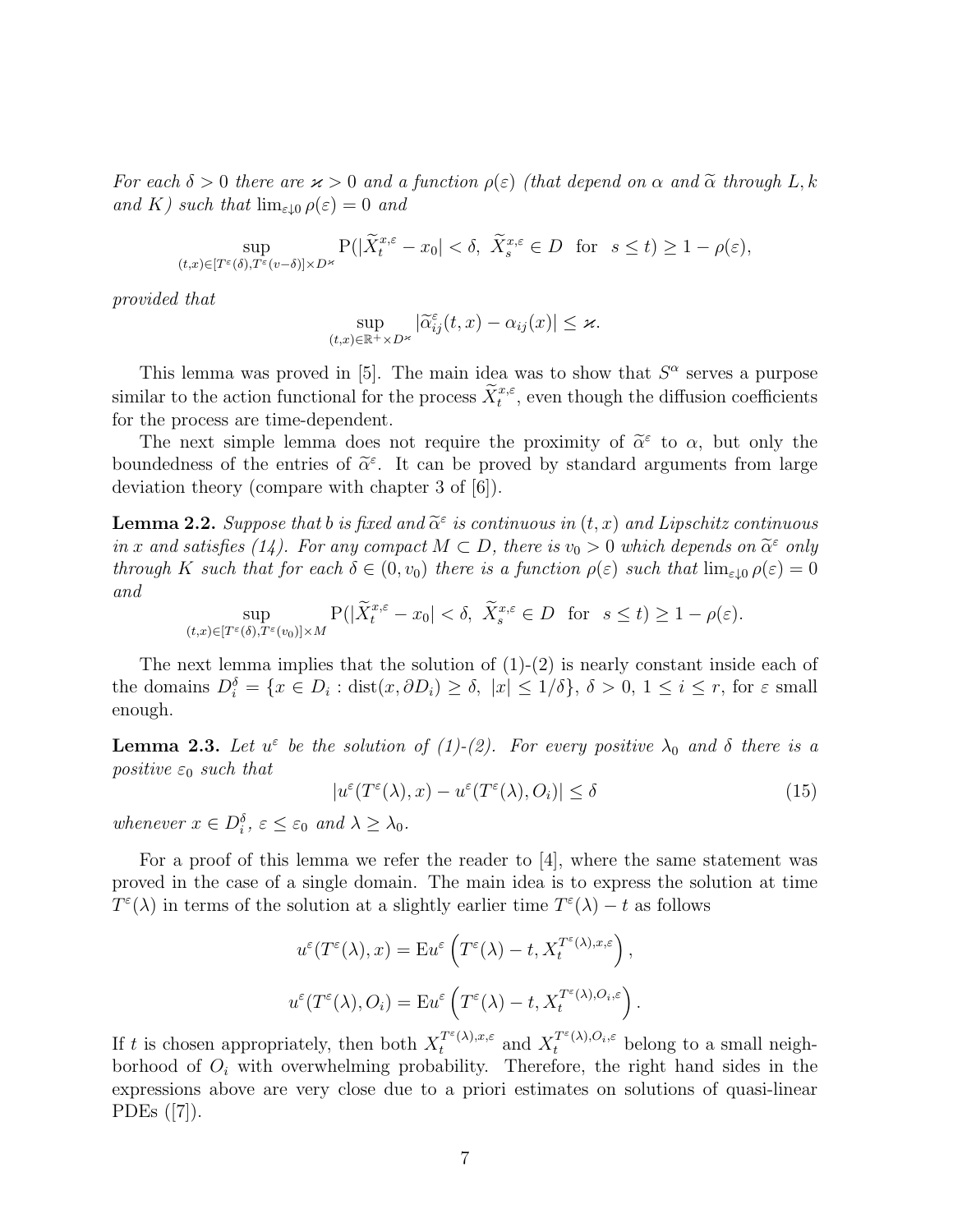*For each $\delta > 0$ there are $\varkappa > 0$ and a function $\rho(\varepsilon)$ (that depend on $\alpha$ and $\widetilde{\alpha}$ through $L, k$ and $K$) such that $\lim_{\varepsilon \downarrow 0} \rho(\varepsilon) = 0$ and*

$$\sup_{(t,x)\in[T^\varepsilon(\delta),T^\varepsilon(v-\delta)]\times D^\varkappa} \mathrm{P}(|\widetilde{X}^{x,\varepsilon}_t - x_0| < \delta,\ \widetilde{X}^{x,\varepsilon}_s \in D \ \text{ for } \ s \le t) \ge 1 - \rho(\varepsilon),$$

*provided that*

$$\sup_{(t,x)\in\mathbb{R}^+\times D^\varkappa} |\widetilde{\alpha}^\varepsilon_{ij}(t,x) - \alpha_{ij}(x)| \le \varkappa.$$

This lemma was proved in [5]. The main idea was to show that $S^\alpha$ serves a purpose similar to the action functional for the process $\widetilde{X}^{x,\varepsilon}_t$, even though the diffusion coefficients for the process are time-dependent.

The next simple lemma does not require the proximity of $\widetilde{\alpha}^\varepsilon$ to $\alpha$, but only the boundedness of the entries of $\widetilde{\alpha}^\varepsilon$. It can be proved by standard arguments from large deviation theory (compare with chapter 3 of [6]).

**Lemma 2.2.** *Suppose that $b$ is fixed and $\widetilde{\alpha}^\varepsilon$ is continuous in $(t,x)$ and Lipschitz continuous in $x$ and satisfies (14). For any compact $M \subset D$, there is $v_0 > 0$ which depends on $\widetilde{\alpha}^\varepsilon$ only through $K$ such that for each $\delta \in (0, v_0)$ there is a function $\rho(\varepsilon)$ such that $\lim_{\varepsilon\downarrow 0} \rho(\varepsilon) = 0$ and*

$$\sup_{(t,x)\in[T^\varepsilon(\delta),T^\varepsilon(v_0)]\times M} \mathrm{P}(|\widetilde{X}^{x,\varepsilon}_t - x_0| < \delta,\ \widetilde{X}^{x,\varepsilon}_s \in D \ \text{ for } \ s \le t) \ge 1 - \rho(\varepsilon).$$

The next lemma implies that the solution of (1)-(2) is nearly constant inside each of the domains $D^\delta_i = \{x \in D_i : \mathrm{dist}(x, \partial D_i) \ge \delta,\ |x| \le 1/\delta\}$, $\delta > 0$, $1 \le i \le r$, for $\varepsilon$ small enough.

**Lemma 2.3.** *Let $u^\varepsilon$ be the solution of (1)-(2). For every positive $\lambda_0$ and $\delta$ there is a positive $\varepsilon_0$ such that*

$$|u^\varepsilon(T^\varepsilon(\lambda), x) - u^\varepsilon(T^\varepsilon(\lambda), O_i)| \le \delta \tag{15}$$

*whenever $x \in D^\delta_i$, $\varepsilon \le \varepsilon_0$ and $\lambda \ge \lambda_0$.*

For a proof of this lemma we refer the reader to [4], where the same statement was proved in the case of a single domain. The main idea is to express the solution at time $T^\varepsilon(\lambda)$ in terms of the solution at a slightly earlier time $T^\varepsilon(\lambda) - t$ as follows

$$u^\varepsilon(T^\varepsilon(\lambda), x) = \mathrm{E}u^\varepsilon\left(T^\varepsilon(\lambda) - t, X^{T^\varepsilon(\lambda),x,\varepsilon}_t\right),$$

$$u^\varepsilon(T^\varepsilon(\lambda), O_i) = \mathrm{E}u^\varepsilon\left(T^\varepsilon(\lambda) - t, X^{T^\varepsilon(\lambda),O_i,\varepsilon}_t\right).$$

If $t$ is chosen appropriately, then both $X^{T^\varepsilon(\lambda),x,\varepsilon}_t$ and $X^{T^\varepsilon(\lambda),O_i,\varepsilon}_t$ belong to a small neighborhood of $O_i$ with overwhelming probability. Therefore, the right hand sides in the expressions above are very close due to a priori estimates on solutions of quasi-linear PDEs ([7]).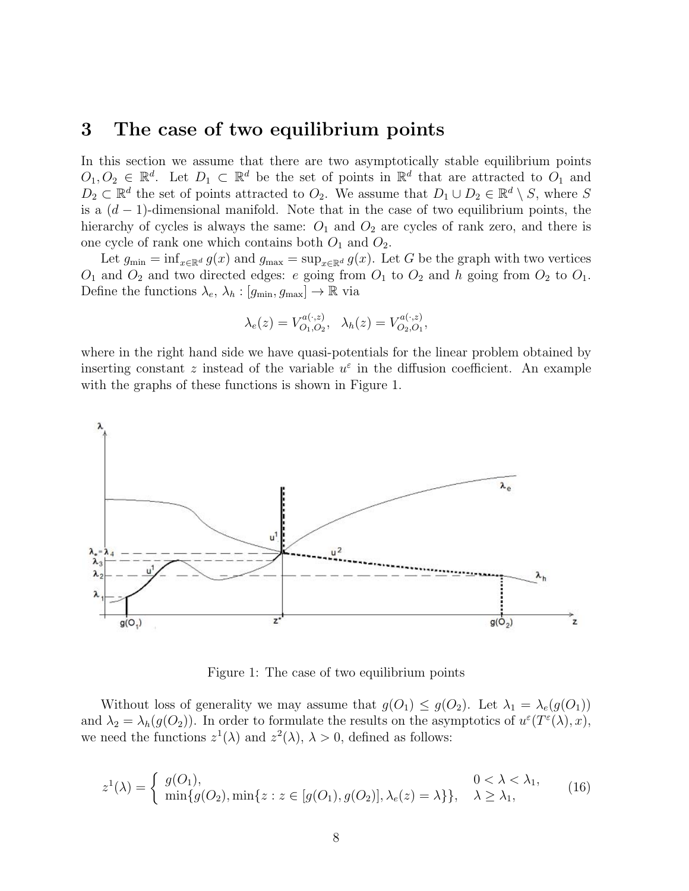## 3 The case of two equilibrium points

In this section we assume that there are two asymptotically stable equilibrium points $O_1, O_2 \in \mathbb{R}^d$. Let $D_1 \subset \mathbb{R}^d$ be the set of points in $\mathbb{R}^d$ that are attracted to $O_1$ and $D_2 \subset \mathbb{R}^d$ the set of points attracted to $O_2$. We assume that $D_1 \cup D_2 \in \mathbb{R}^d \setminus S$, where $S$ is a $(d-1)$-dimensional manifold. Note that in the case of two equilibrium points, the hierarchy of cycles is always the same: $O_1$ and $O_2$ are cycles of rank zero, and there is one cycle of rank one which contains both $O_1$ and $O_2$.

Let $g_{\min} = \inf_{x \in \mathbb{R}^d} g(x)$ and $g_{\max} = \sup_{x \in \mathbb{R}^d} g(x)$. Let $G$ be the graph with two vertices $O_1$ and $O_2$ and two directed edges: $e$ going from $O_1$ to $O_2$ and $h$ going from $O_2$ to $O_1$. Define the functions $\lambda_e$, $\lambda_h : [g_{\min}, g_{\max}] \to \mathbb{R}$ via

$$\lambda_e(z) = V^{a(\cdot,z)}_{O_1,O_2}, \quad \lambda_h(z) = V^{a(\cdot,z)}_{O_2,O_1},$$

where in the right hand side we have quasi-potentials for the linear problem obtained by inserting constant $z$ instead of the variable $u^\varepsilon$ in the diffusion coefficient. An example with the graphs of these functions is shown in Figure 1.

Figure 1: The case of two equilibrium points

Without loss of generality we may assume that $g(O_1) \leq g(O_2)$. Let $\lambda_1 = \lambda_e(g(O_1))$ and $\lambda_2 = \lambda_h(g(O_2))$. In order to formulate the results on the asymptotics of $u^\varepsilon(T^\varepsilon(\lambda), x)$, we need the functions $z^1(\lambda)$ and $z^2(\lambda)$, $\lambda > 0$, defined as follows:

$$z^1(\lambda) = \begin{cases} g(O_1), & 0 < \lambda < \lambda_1, \\ \min\{g(O_2), \min\{z : z \in [g(O_1), g(O_2)], \lambda_e(z) = \lambda\}\}, & \lambda \geq \lambda_1, \end{cases} \tag{16}$$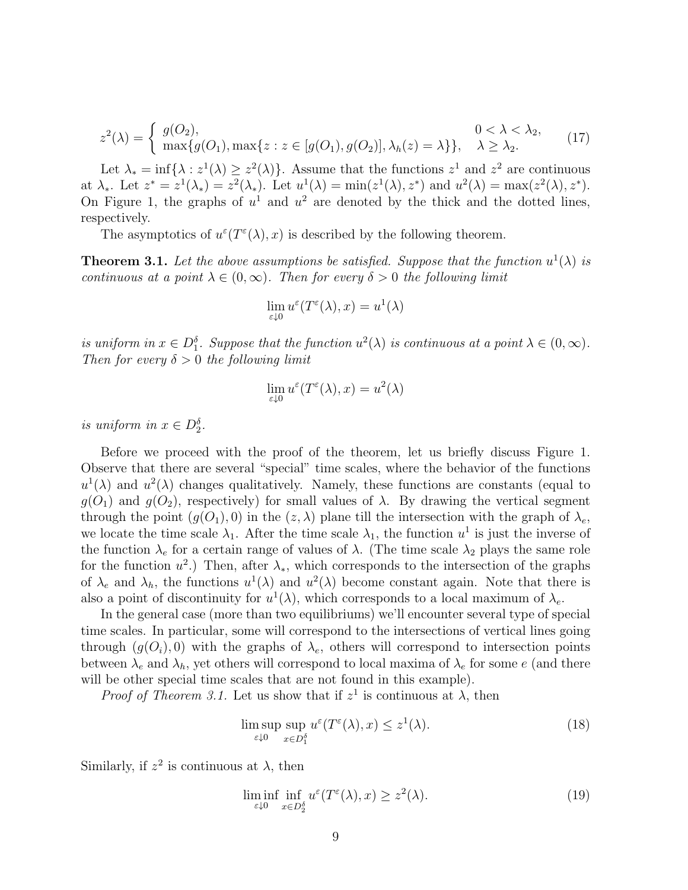$$
z^2(\lambda) = \begin{cases} g(O_2), & 0 < \lambda < \lambda_2, \\ \max\{g(O_1), \max\{z : z \in [g(O_1), g(O_2)], \lambda_h(z) = \lambda\}\}, & \lambda \geq \lambda_2. \end{cases} \tag{17}
$$

Let $\lambda_* = \inf\{\lambda : z^1(\lambda) \geq z^2(\lambda)\}$. Assume that the functions $z^1$ and $z^2$ are continuous at $\lambda_*$. Let $z^* = z^1(\lambda_*) = z^2(\lambda_*)$. Let $u^1(\lambda) = \min(z^1(\lambda), z^*)$ and $u^2(\lambda) = \max(z^2(\lambda), z^*)$. On Figure 1, the graphs of $u^1$ and $u^2$ are denoted by the thick and the dotted lines, respectively.

The asymptotics of $u^\varepsilon(T^\varepsilon(\lambda), x)$ is described by the following theorem.

**Theorem 3.1.** *Let the above assumptions be satisfied. Suppose that the function $u^1(\lambda)$ is continuous at a point $\lambda \in (0, \infty)$. Then for every $\delta > 0$ the following limit*

$$
\lim_{\varepsilon \downarrow 0} u^\varepsilon(T^\varepsilon(\lambda), x) = u^1(\lambda)
$$

*is uniform in $x \in D_1^\delta$. Suppose that the function $u^2(\lambda)$ is continuous at a point $\lambda \in (0, \infty)$. Then for every $\delta > 0$ the following limit*

$$
\lim_{\varepsilon \downarrow 0} u^\varepsilon(T^\varepsilon(\lambda), x) = u^2(\lambda)
$$

*is uniform in $x \in D_2^\delta$.*

Before we proceed with the proof of the theorem, let us briefly discuss Figure 1. Observe that there are several "special" time scales, where the behavior of the functions $u^1(\lambda)$ and $u^2(\lambda)$ changes qualitatively. Namely, these functions are constants (equal to $g(O_1)$ and $g(O_2)$, respectively) for small values of $\lambda$. By drawing the vertical segment through the point $(g(O_1), 0)$ in the $(z, \lambda)$ plane till the intersection with the graph of $\lambda_e$, we locate the time scale $\lambda_1$. After the time scale $\lambda_1$, the function $u^1$ is just the inverse of the function $\lambda_e$ for a certain range of values of $\lambda$. (The time scale $\lambda_2$ plays the same role for the function $u^2$.) Then, after $\lambda_*$, which corresponds to the intersection of the graphs of $\lambda_e$ and $\lambda_h$, the functions $u^1(\lambda)$ and $u^2(\lambda)$ become constant again. Note that there is also a point of discontinuity for $u^1(\lambda)$, which corresponds to a local maximum of $\lambda_e$.

In the general case (more than two equilibriums) we'll encounter several type of special time scales. In particular, some will correspond to the intersections of vertical lines going through $(g(O_i), 0)$ with the graphs of $\lambda_e$, others will correspond to intersection points between $\lambda_e$ and $\lambda_h$, yet others will correspond to local maxima of $\lambda_e$ for some $e$ (and there will be other special time scales that are not found in this example).

*Proof of Theorem 3.1.* Let us show that if $z^1$ is continuous at $\lambda$, then

$$
\limsup_{\varepsilon \downarrow 0} \sup_{x \in D_1^\delta} u^\varepsilon(T^\varepsilon(\lambda), x) \leq z^1(\lambda). \tag{18}
$$

Similarly, if $z^2$ is continuous at $\lambda$, then

$$
\liminf_{\varepsilon \downarrow 0} \inf_{x \in D_2^\delta} u^\varepsilon(T^\varepsilon(\lambda), x) \geq z^2(\lambda). \tag{19}
$$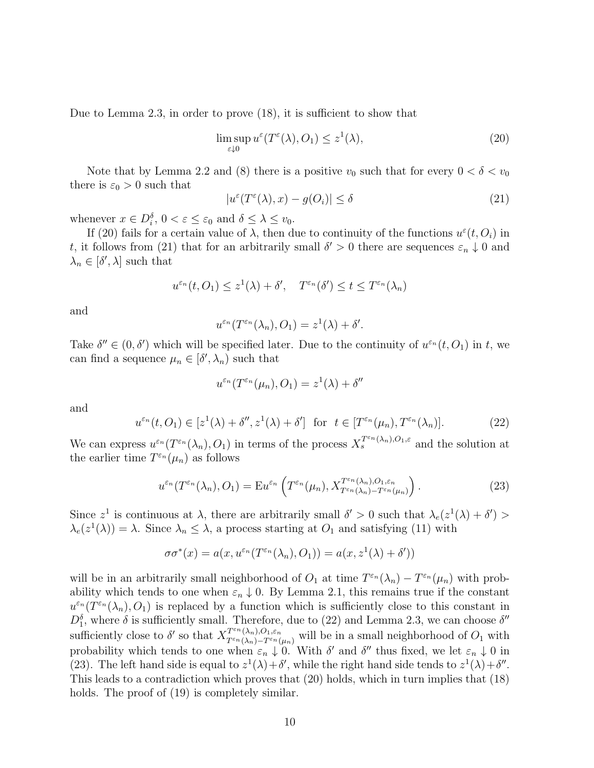Due to Lemma 2.3, in order to prove (18), it is sufficient to show that

$$\limsup_{\varepsilon \downarrow 0} u^\varepsilon(T^\varepsilon(\lambda), O_1) \leq z^1(\lambda), \tag{20}$$

Note that by Lemma 2.2 and (8) there is a positive $v_0$ such that for every $0 < \delta < v_0$ there is $\varepsilon_0 > 0$ such that

$$|u^\varepsilon(T^\varepsilon(\lambda), x) - g(O_i)| \leq \delta \tag{21}$$

whenever $x \in D_i^\delta$, $0 < \varepsilon \leq \varepsilon_0$ and $\delta \leq \lambda \leq v_0$.

If (20) fails for a certain value of $\lambda$, then due to continuity of the functions $u^\varepsilon(t, O_i)$ in $t$, it follows from (21) that for an arbitrarily small $\delta' > 0$ there are sequences $\varepsilon_n \downarrow 0$ and $\lambda_n \in [\delta', \lambda]$ such that

$$u^{\varepsilon_n}(t, O_1) \leq z^1(\lambda) + \delta', \quad T^{\varepsilon_n}(\delta') \leq t \leq T^{\varepsilon_n}(\lambda_n)$$

and

$$u^{\varepsilon_n}(T^{\varepsilon_n}(\lambda_n), O_1) = z^1(\lambda) + \delta'.$$

Take $\delta'' \in (0, \delta')$ which will be specified later. Due to the continuity of $u^{\varepsilon_n}(t, O_1)$ in $t$, we can find a sequence $\mu_n \in [\delta', \lambda_n)$ such that

$$u^{\varepsilon_n}(T^{\varepsilon_n}(\mu_n), O_1) = z^1(\lambda) + \delta''$$

and

$$u^{\varepsilon_n}(t, O_1) \in [z^1(\lambda) + \delta'', z^1(\lambda) + \delta'] \text{ for } t \in [T^{\varepsilon_n}(\mu_n), T^{\varepsilon_n}(\lambda_n)]. \tag{22}$$

We can express $u^{\varepsilon_n}(T^{\varepsilon_n}(\lambda_n), O_1)$ in terms of the process $X_s^{T^{\varepsilon_n}(\lambda_n), O_1, \varepsilon}$ and the solution at the earlier time $T^{\varepsilon_n}(\mu_n)$ as follows

$$u^{\varepsilon_n}(T^{\varepsilon_n}(\lambda_n), O_1) = \mathrm{E} u^{\varepsilon_n}\left(T^{\varepsilon_n}(\mu_n), X_{T^{\varepsilon_n}(\lambda_n) - T^{\varepsilon_n}(\mu_n)}^{T^{\varepsilon_n}(\lambda_n), O_1, \varepsilon_n}\right). \tag{23}$$

Since $z^1$ is continuous at $\lambda$, there are arbitrarily small $\delta' > 0$ such that $\lambda_e(z^1(\lambda) + \delta') > \lambda_e(z^1(\lambda)) = \lambda$. Since $\lambda_n \leq \lambda$, a process starting at $O_1$ and satisfying (11) with

$$\sigma\sigma^*(x) = a(x, u^{\varepsilon_n}(T^{\varepsilon_n}(\lambda_n), O_1)) = a(x, z^1(\lambda) + \delta'))$$

will be in an arbitrarily small neighborhood of $O_1$ at time $T^{\varepsilon_n}(\lambda_n) - T^{\varepsilon_n}(\mu_n)$ with probability which tends to one when $\varepsilon_n \downarrow 0$. By Lemma 2.1, this remains true if the constant $u^{\varepsilon_n}(T^{\varepsilon_n}(\lambda_n), O_1)$ is replaced by a function which is sufficiently close to this constant in $D_1^\delta$, where $\delta$ is sufficiently small. Therefore, due to (22) and Lemma 2.3, we can choose $\delta''$ sufficiently close to $\delta'$ so that $X_{T^{\varepsilon_n}(\lambda_n) - T^{\varepsilon_n}(\mu_n)}^{T^{\varepsilon_n}(\lambda_n), O_1, \varepsilon_n}$ will be in a small neighborhood of $O_1$ with probability which tends to one when $\varepsilon_n \downarrow 0$. With $\delta'$ and $\delta''$ thus fixed, we let $\varepsilon_n \downarrow 0$ in (23). The left hand side is equal to $z^1(\lambda) + \delta'$, while the right hand side tends to $z^1(\lambda) + \delta''$. This leads to a contradiction which proves that (20) holds, which in turn implies that (18) holds. The proof of (19) is completely similar.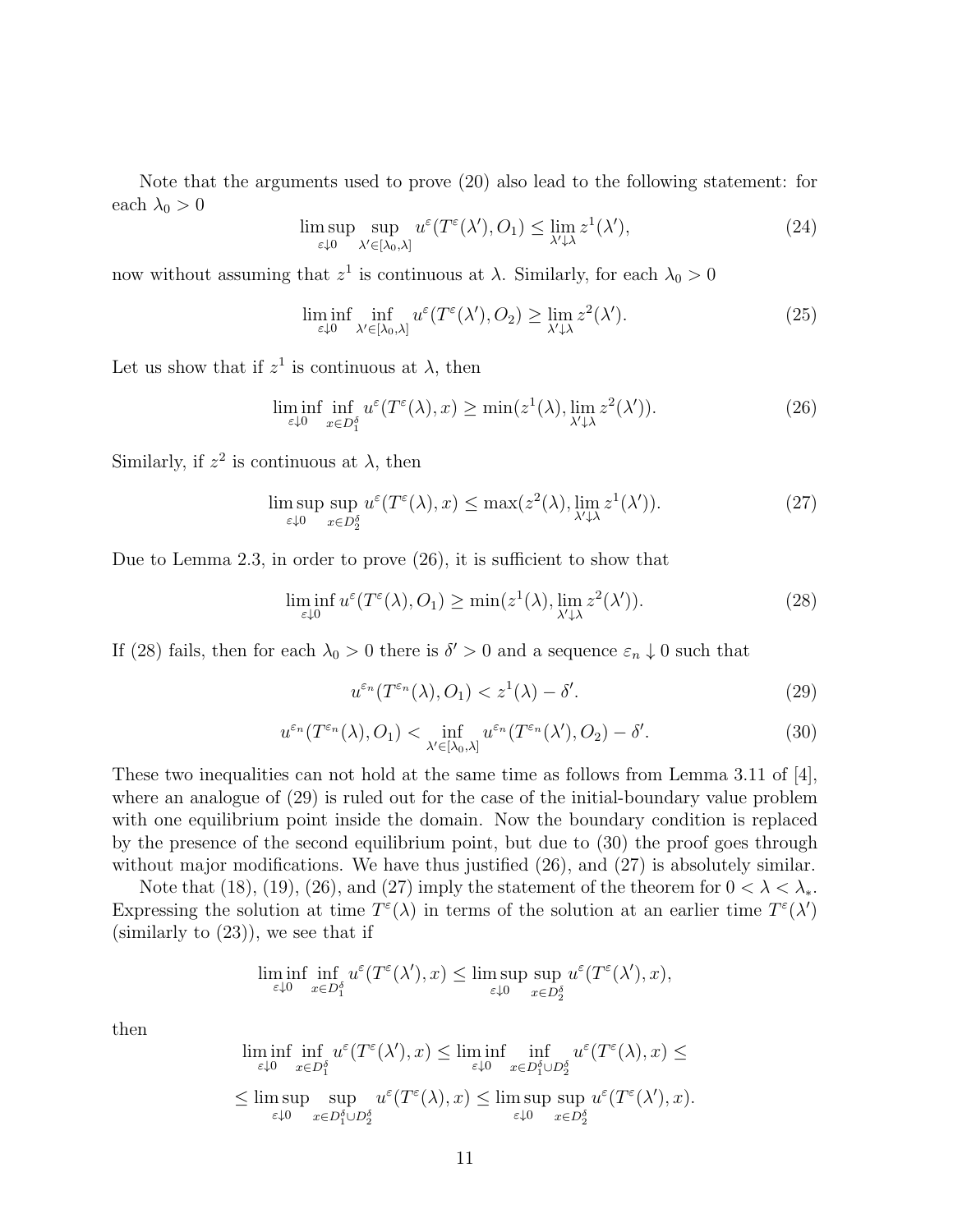Note that the arguments used to prove (20) also lead to the following statement: for each $\lambda_0 > 0$

$$\limsup_{\varepsilon \downarrow 0} \sup_{\lambda' \in [\lambda_0, \lambda]} u^\varepsilon(T^\varepsilon(\lambda'), O_1) \leq \lim_{\lambda' \downarrow \lambda} z^1(\lambda'), \tag{24}$$

now without assuming that $z^1$ is continuous at $\lambda$. Similarly, for each $\lambda_0 > 0$

$$\liminf_{\varepsilon \downarrow 0} \inf_{\lambda' \in [\lambda_0, \lambda]} u^\varepsilon(T^\varepsilon(\lambda'), O_2) \geq \lim_{\lambda' \downarrow \lambda} z^2(\lambda'). \tag{25}$$

Let us show that if $z^1$ is continuous at $\lambda$, then

$$\liminf_{\varepsilon \downarrow 0} \inf_{x \in D_1^\delta} u^\varepsilon(T^\varepsilon(\lambda), x) \geq \min(z^1(\lambda), \lim_{\lambda' \downarrow \lambda} z^2(\lambda')). \tag{26}$$

Similarly, if $z^2$ is continuous at $\lambda$, then

$$\limsup_{\varepsilon \downarrow 0} \sup_{x \in D_2^\delta} u^\varepsilon(T^\varepsilon(\lambda), x) \leq \max(z^2(\lambda), \lim_{\lambda' \downarrow \lambda} z^1(\lambda')). \tag{27}$$

Due to Lemma 2.3, in order to prove (26), it is sufficient to show that

$$\liminf_{\varepsilon \downarrow 0} u^\varepsilon(T^\varepsilon(\lambda), O_1) \geq \min(z^1(\lambda), \lim_{\lambda' \downarrow \lambda} z^2(\lambda')). \tag{28}$$

If (28) fails, then for each $\lambda_0 > 0$ there is $\delta' > 0$ and a sequence $\varepsilon_n \downarrow 0$ such that

$$u^{\varepsilon_n}(T^{\varepsilon_n}(\lambda), O_1) < z^1(\lambda) - \delta'. \tag{29}$$

$$u^{\varepsilon_n}(T^{\varepsilon_n}(\lambda), O_1) < \inf_{\lambda' \in [\lambda_0, \lambda]} u^{\varepsilon_n}(T^{\varepsilon_n}(\lambda'), O_2) - \delta'. \tag{30}$$

These two inequalities can not hold at the same time as follows from Lemma 3.11 of [4], where an analogue of (29) is ruled out for the case of the initial-boundary value problem with one equilibrium point inside the domain. Now the boundary condition is replaced by the presence of the second equilibrium point, but due to (30) the proof goes through without major modifications. We have thus justified (26), and (27) is absolutely similar.

Note that (18), (19), (26), and (27) imply the statement of the theorem for $0 < \lambda < \lambda_*$. Expressing the solution at time $T^\varepsilon(\lambda)$ in terms of the solution at an earlier time $T^\varepsilon(\lambda')$ (similarly to (23)), we see that if

$$\liminf_{\varepsilon \downarrow 0} \inf_{x \in D_1^\delta} u^\varepsilon(T^\varepsilon(\lambda'), x) \leq \limsup_{\varepsilon \downarrow 0} \sup_{x \in D_2^\delta} u^\varepsilon(T^\varepsilon(\lambda'), x),$$

then

$$\liminf_{\varepsilon \downarrow 0} \inf_{x \in D_1^\delta} u^\varepsilon(T^\varepsilon(\lambda'), x) \leq \liminf_{\varepsilon \downarrow 0} \inf_{x \in D_1^\delta \cup D_2^\delta} u^\varepsilon(T^\varepsilon(\lambda), x) \leq$$

$$\leq \limsup_{\varepsilon \downarrow 0} \sup_{x \in D_1^\delta \cup D_2^\delta} u^\varepsilon(T^\varepsilon(\lambda), x) \leq \limsup_{\varepsilon \downarrow 0} \sup_{x \in D_2^\delta} u^\varepsilon(T^\varepsilon(\lambda'), x).$$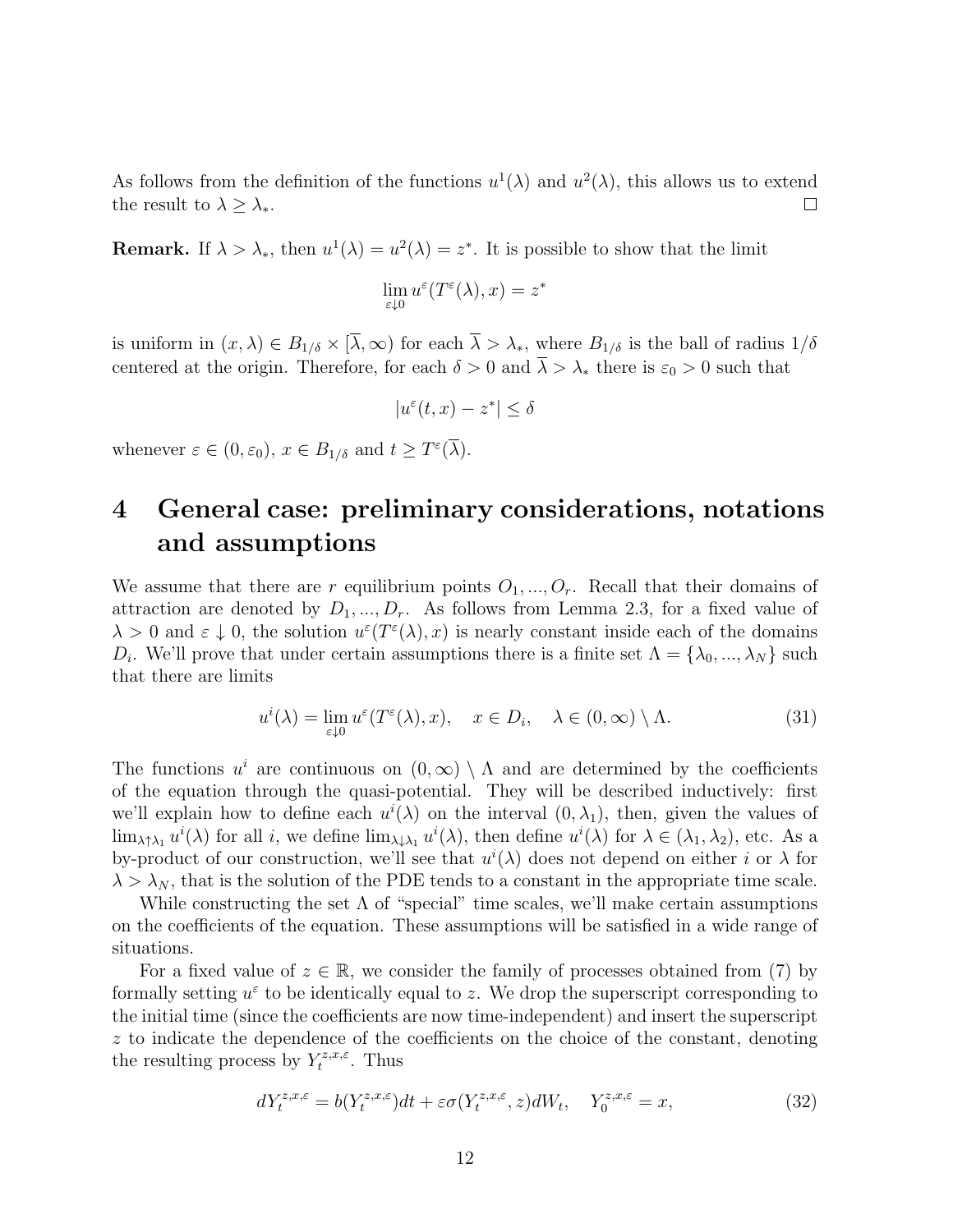As follows from the definition of the functions $u^1(\lambda)$ and $u^2(\lambda)$, this allows us to extend the result to $\lambda \geq \lambda_*$. $\square$

**Remark.** If $\lambda > \lambda_*$, then $u^1(\lambda) = u^2(\lambda) = z^*$. It is possible to show that the limit

$$\lim_{\varepsilon \downarrow 0} u^\varepsilon(T^\varepsilon(\lambda), x) = z^*$$

is uniform in $(x, \lambda) \in B_{1/\delta} \times [\overline{\lambda}, \infty)$ for each $\overline{\lambda} > \lambda_*$, where $B_{1/\delta}$ is the ball of radius $1/\delta$ centered at the origin. Therefore, for each $\delta > 0$ and $\overline{\lambda} > \lambda_*$ there is $\varepsilon_0 > 0$ such that

$$|u^\varepsilon(t, x) - z^*| \leq \delta$$

whenever $\varepsilon \in (0, \varepsilon_0)$, $x \in B_{1/\delta}$ and $t \geq T^\varepsilon(\overline{\lambda})$.

# 4 General case: preliminary considerations, notations and assumptions

We assume that there are $r$ equilibrium points $O_1, ..., O_r$. Recall that their domains of attraction are denoted by $D_1, ..., D_r$. As follows from Lemma 2.3, for a fixed value of $\lambda > 0$ and $\varepsilon \downarrow 0$, the solution $u^\varepsilon(T^\varepsilon(\lambda), x)$ is nearly constant inside each of the domains $D_i$. We'll prove that under certain assumptions there is a finite set $\Lambda = \{\lambda_0, ..., \lambda_N\}$ such that there are limits

$$u^i(\lambda) = \lim_{\varepsilon \downarrow 0} u^\varepsilon(T^\varepsilon(\lambda), x), \quad x \in D_i, \quad \lambda \in (0, \infty) \setminus \Lambda. \tag{31}$$

The functions $u^i$ are continuous on $(0, \infty) \setminus \Lambda$ and are determined by the coefficients of the equation through the quasi-potential. They will be described inductively: first we'll explain how to define each $u^i(\lambda)$ on the interval $(0, \lambda_1)$, then, given the values of $\lim_{\lambda \uparrow \lambda_1} u^i(\lambda)$ for all $i$, we define $\lim_{\lambda \downarrow \lambda_1} u^i(\lambda)$, then define $u^i(\lambda)$ for $\lambda \in (\lambda_1, \lambda_2)$, etc. As a by-product of our construction, we'll see that $u^i(\lambda)$ does not depend on either $i$ or $\lambda$ for $\lambda > \lambda_N$, that is the solution of the PDE tends to a constant in the appropriate time scale.

While constructing the set $\Lambda$ of "special" time scales, we'll make certain assumptions on the coefficients of the equation. These assumptions will be satisfied in a wide range of situations.

For a fixed value of $z \in \mathbb{R}$, we consider the family of processes obtained from (7) by formally setting $u^\varepsilon$ to be identically equal to $z$. We drop the superscript corresponding to the initial time (since the coefficients are now time-independent) and insert the superscript $z$ to indicate the dependence of the coefficients on the choice of the constant, denoting the resulting process by $Y_t^{z,x,\varepsilon}$. Thus

$$dY_t^{z,x,\varepsilon} = b(Y_t^{z,x,\varepsilon})dt + \varepsilon\sigma(Y_t^{z,x,\varepsilon}, z)dW_t, \quad Y_0^{z,x,\varepsilon} = x, \tag{32}$$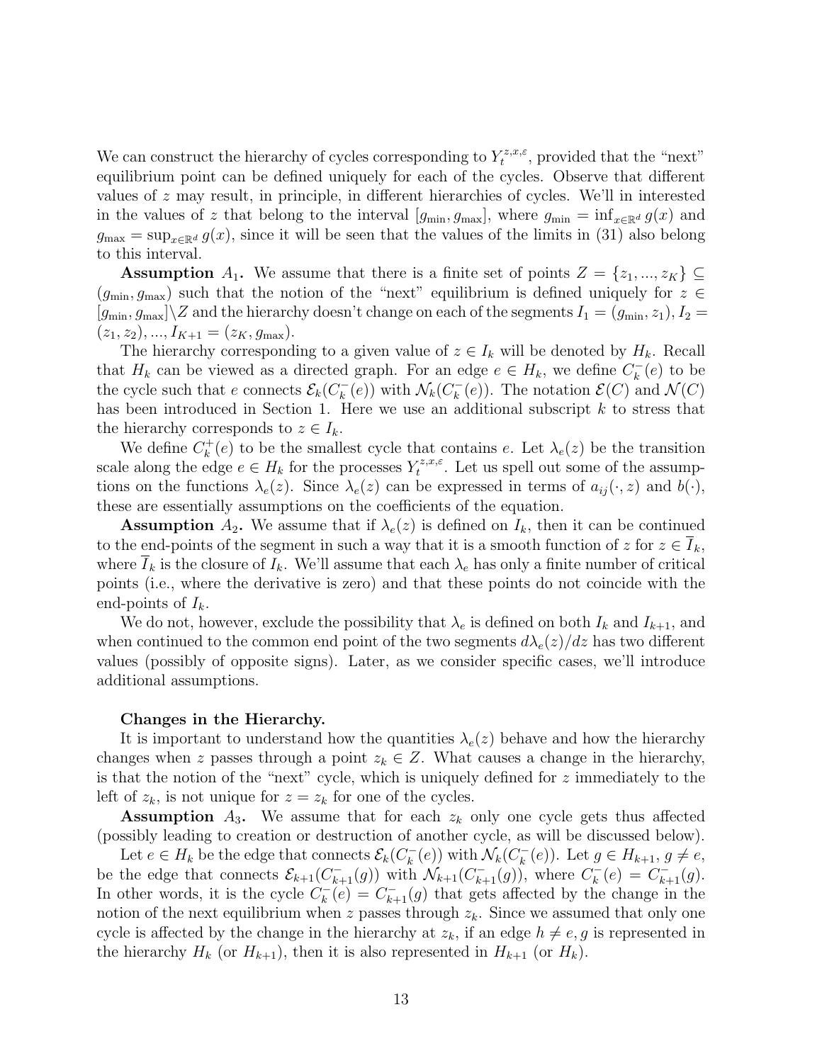We can construct the hierarchy of cycles corresponding to $Y_t^{z,x,\varepsilon}$, provided that the "next" equilibrium point can be defined uniquely for each of the cycles. Observe that different values of $z$ may result, in principle, in different hierarchies of cycles. We'll in interested in the values of $z$ that belong to the interval $[g_{\min}, g_{\max}]$, where $g_{\min} = \inf_{x \in \mathbb{R}^d} g(x)$ and $g_{\max} = \sup_{x \in \mathbb{R}^d} g(x)$, since it will be seen that the values of the limits in (31) also belong to this interval.

**Assumption $A_1$.** We assume that there is a finite set of points $Z = \{z_1, ..., z_K\} \subseteq (g_{\min}, g_{\max})$ such that the notion of the "next" equilibrium is defined uniquely for $z \in [g_{\min}, g_{\max}] \backslash Z$ and the hierarchy doesn't change on each of the segments $I_1 = (g_{\min}, z_1), I_2 = (z_1, z_2), ..., I_{K+1} = (z_K, g_{\max})$.

The hierarchy corresponding to a given value of $z \in I_k$ will be denoted by $H_k$. Recall that $H_k$ can be viewed as a directed graph. For an edge $e \in H_k$, we define $C_k^-(e)$ to be the cycle such that $e$ connects $\mathcal{E}_k(C_k^-(e))$ with $\mathcal{N}_k(C_k^-(e))$. The notation $\mathcal{E}(C)$ and $\mathcal{N}(C)$ has been introduced in Section 1. Here we use an additional subscript $k$ to stress that the hierarchy corresponds to $z \in I_k$.

We define $C_k^+(e)$ to be the smallest cycle that contains $e$. Let $\lambda_e(z)$ be the transition scale along the edge $e \in H_k$ for the processes $Y_t^{z,x,\varepsilon}$. Let us spell out some of the assumptions on the functions $\lambda_e(z)$. Since $\lambda_e(z)$ can be expressed in terms of $a_{ij}(\cdot, z)$ and $b(\cdot)$, these are essentially assumptions on the coefficients of the equation.

**Assumption $A_2$.** We assume that if $\lambda_e(z)$ is defined on $I_k$, then it can be continued to the end-points of the segment in such a way that it is a smooth function of $z$ for $z \in \overline{I}_k$, where $\overline{I}_k$ is the closure of $I_k$. We'll assume that each $\lambda_e$ has only a finite number of critical points (i.e., where the derivative is zero) and that these points do not coincide with the end-points of $I_k$.

We do not, however, exclude the possibility that $\lambda_e$ is defined on both $I_k$ and $I_{k+1}$, and when continued to the common end point of the two segments $d\lambda_e(z)/dz$ has two different values (possibly of opposite signs). Later, as we consider specific cases, we'll introduce additional assumptions.

**Changes in the Hierarchy.**

It is important to understand how the quantities $\lambda_e(z)$ behave and how the hierarchy changes when $z$ passes through a point $z_k \in Z$. What causes a change in the hierarchy, is that the notion of the "next" cycle, which is uniquely defined for $z$ immediately to the left of $z_k$, is not unique for $z = z_k$ for one of the cycles.

**Assumption $A_3$.** We assume that for each $z_k$ only one cycle gets thus affected (possibly leading to creation or destruction of another cycle, as will be discussed below).

Let $e \in H_k$ be the edge that connects $\mathcal{E}_k(C_k^-(e))$ with $\mathcal{N}_k(C_k^-(e))$. Let $g \in H_{k+1}$, $g \neq e$, be the edge that connects $\mathcal{E}_{k+1}(C_{k+1}^-(g))$ with $\mathcal{N}_{k+1}(C_{k+1}^-(g))$, where $C_k^-(e) = C_{k+1}^-(g)$. In other words, it is the cycle $C_k^-(e) = C_{k+1}^-(g)$ that gets affected by the change in the notion of the next equilibrium when $z$ passes through $z_k$. Since we assumed that only one cycle is affected by the change in the hierarchy at $z_k$, if an edge $h \neq e, g$ is represented in the hierarchy $H_k$ (or $H_{k+1}$), then it is also represented in $H_{k+1}$ (or $H_k$).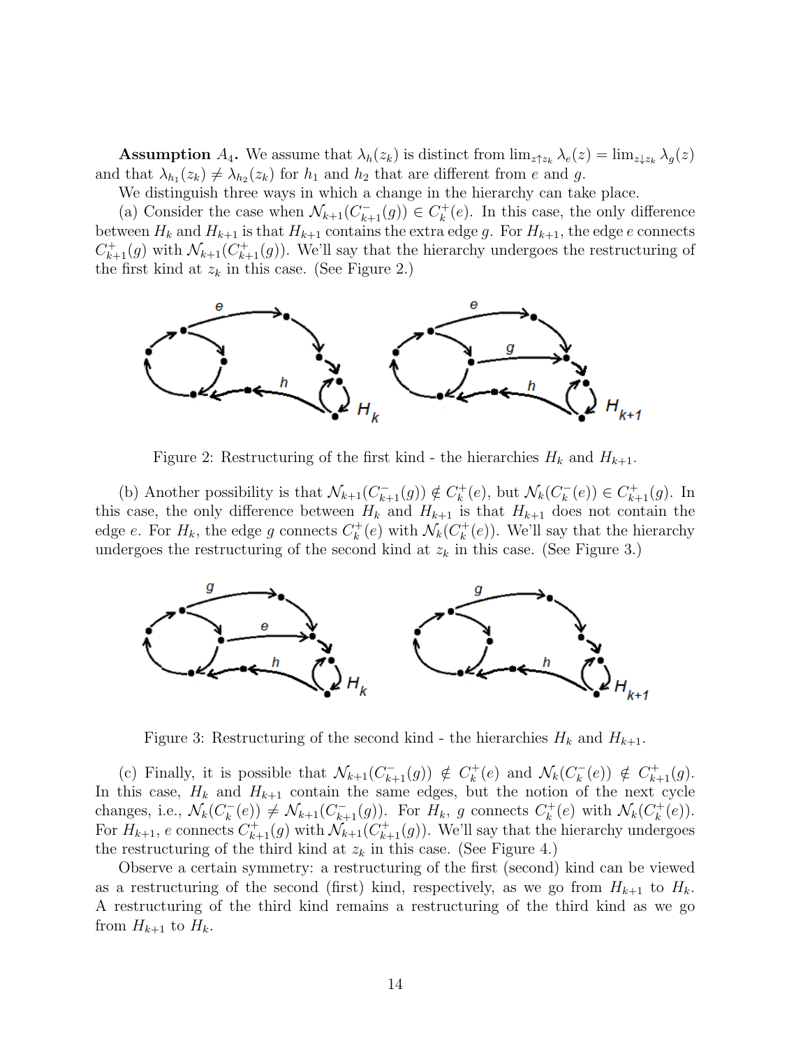**Assumption $A_4$.** We assume that $\lambda_h(z_k)$ is distinct from $\lim_{z\uparrow z_k} \lambda_e(z) = \lim_{z\downarrow z_k} \lambda_g(z)$ and that $\lambda_{h_1}(z_k) \neq \lambda_{h_2}(z_k)$ for $h_1$ and $h_2$ that are different from $e$ and $g$.

We distinguish three ways in which a change in the hierarchy can take place.

(a) Consider the case when $\mathcal{N}_{k+1}(C^-_{k+1}(g)) \in C^+_k(e)$. In this case, the only difference between $H_k$ and $H_{k+1}$ is that $H_{k+1}$ contains the extra edge $g$. For $H_{k+1}$, the edge $e$ connects $C^+_{k+1}(g)$ with $\mathcal{N}_{k+1}(C^+_{k+1}(g))$. We'll say that the hierarchy undergoes the restructuring of the first kind at $z_k$ in this case. (See Figure 2.)

Figure 2: Restructuring of the first kind - the hierarchies $H_k$ and $H_{k+1}$.

(b) Another possibility is that $\mathcal{N}_{k+1}(C^-_{k+1}(g)) \notin C^+_k(e)$, but $\mathcal{N}_k(C^-_k(e)) \in C^+_{k+1}(g)$. In this case, the only difference between $H_k$ and $H_{k+1}$ is that $H_{k+1}$ does not contain the edge $e$. For $H_k$, the edge $g$ connects $C^+_k(e)$ with $\mathcal{N}_k(C^+_k(e))$. We'll say that the hierarchy undergoes the restructuring of the second kind at $z_k$ in this case. (See Figure 3.)

Figure 3: Restructuring of the second kind - the hierarchies $H_k$ and $H_{k+1}$.

(c) Finally, it is possible that $\mathcal{N}_{k+1}(C^-_{k+1}(g)) \notin C^+_k(e)$ and $\mathcal{N}_k(C^-_k(e)) \notin C^+_{k+1}(g)$. In this case, $H_k$ and $H_{k+1}$ contain the same edges, but the notion of the next cycle changes, i.e., $\mathcal{N}_k(C^-_k(e)) \neq \mathcal{N}_{k+1}(C^-_{k+1}(g))$. For $H_k$, $g$ connects $C^+_k(e)$ with $\mathcal{N}_k(C^+_k(e))$. For $H_{k+1}$, $e$ connects $C^+_{k+1}(g)$ with $\mathcal{N}_{k+1}(C^+_{k+1}(g))$. We'll say that the hierarchy undergoes the restructuring of the third kind at $z_k$ in this case. (See Figure 4.)

Observe a certain symmetry: a restructuring of the first (second) kind can be viewed as a restructuring of the second (first) kind, respectively, as we go from $H_{k+1}$ to $H_k$. A restructuring of the third kind remains a restructuring of the third kind as we go from $H_{k+1}$ to $H_k$.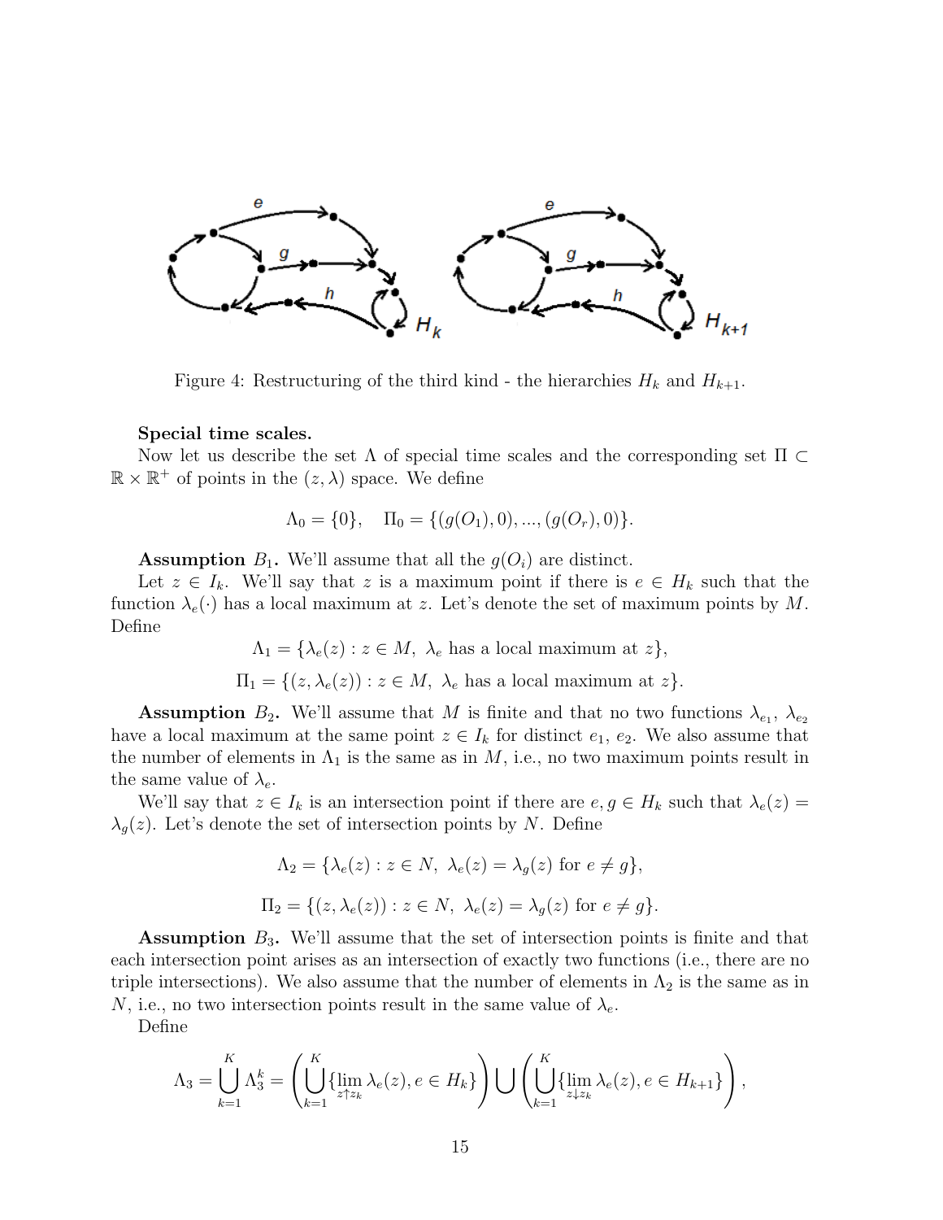Figure 4: Restructuring of the third kind - the hierarchies $H_k$ and $H_{k+1}$.

**Special time scales.**

Now let us describe the set $\Lambda$ of special time scales and the corresponding set $\Pi \subset \mathbb{R} \times \mathbb{R}^+$ of points in the $(z, \lambda)$ space. We define

$$\Lambda_0 = \{0\}, \quad \Pi_0 = \{(g(O_1), 0), ..., (g(O_r), 0)\}.$$

**Assumption $B_1$.** We'll assume that all the $g(O_i)$ are distinct.

Let $z \in I_k$. We'll say that $z$ is a maximum point if there is $e \in H_k$ such that the function $\lambda_e(\cdot)$ has a local maximum at $z$. Let's denote the set of maximum points by $M$. Define

$$\Lambda_1 = \{\lambda_e(z) : z \in M,\ \lambda_e \text{ has a local maximum at } z\},$$

$$\Pi_1 = \{(z, \lambda_e(z)) : z \in M,\ \lambda_e \text{ has a local maximum at } z\}.$$

**Assumption $B_2$.** We'll assume that $M$ is finite and that no two functions $\lambda_{e_1}$, $\lambda_{e_2}$ have a local maximum at the same point $z \in I_k$ for distinct $e_1$, $e_2$. We also assume that the number of elements in $\Lambda_1$ is the same as in $M$, i.e., no two maximum points result in the same value of $\lambda_e$.

We'll say that $z \in I_k$ is an intersection point if there are $e, g \in H_k$ such that $\lambda_e(z) = \lambda_g(z)$. Let's denote the set of intersection points by $N$. Define

$$\Lambda_2 = \{\lambda_e(z) : z \in N,\ \lambda_e(z) = \lambda_g(z) \text{ for } e \neq g\},$$

$$\Pi_2 = \{(z, \lambda_e(z)) : z \in N,\ \lambda_e(z) = \lambda_g(z) \text{ for } e \neq g\}.$$

**Assumption $B_3$.** We'll assume that the set of intersection points is finite and that each intersection point arises as an intersection of exactly two functions (i.e., there are no triple intersections). We also assume that the number of elements in $\Lambda_2$ is the same as in $N$, i.e., no two intersection points result in the same value of $\lambda_e$.

Define

$$\Lambda_3 = \bigcup_{k=1}^{K} \Lambda_3^k = \left( \bigcup_{k=1}^{K} \{\lim_{z \uparrow z_k} \lambda_e(z), e \in H_k\} \right) \bigcup \left( \bigcup_{k=1}^{K} \{\lim_{z \downarrow z_k} \lambda_e(z), e \in H_{k+1}\} \right),$$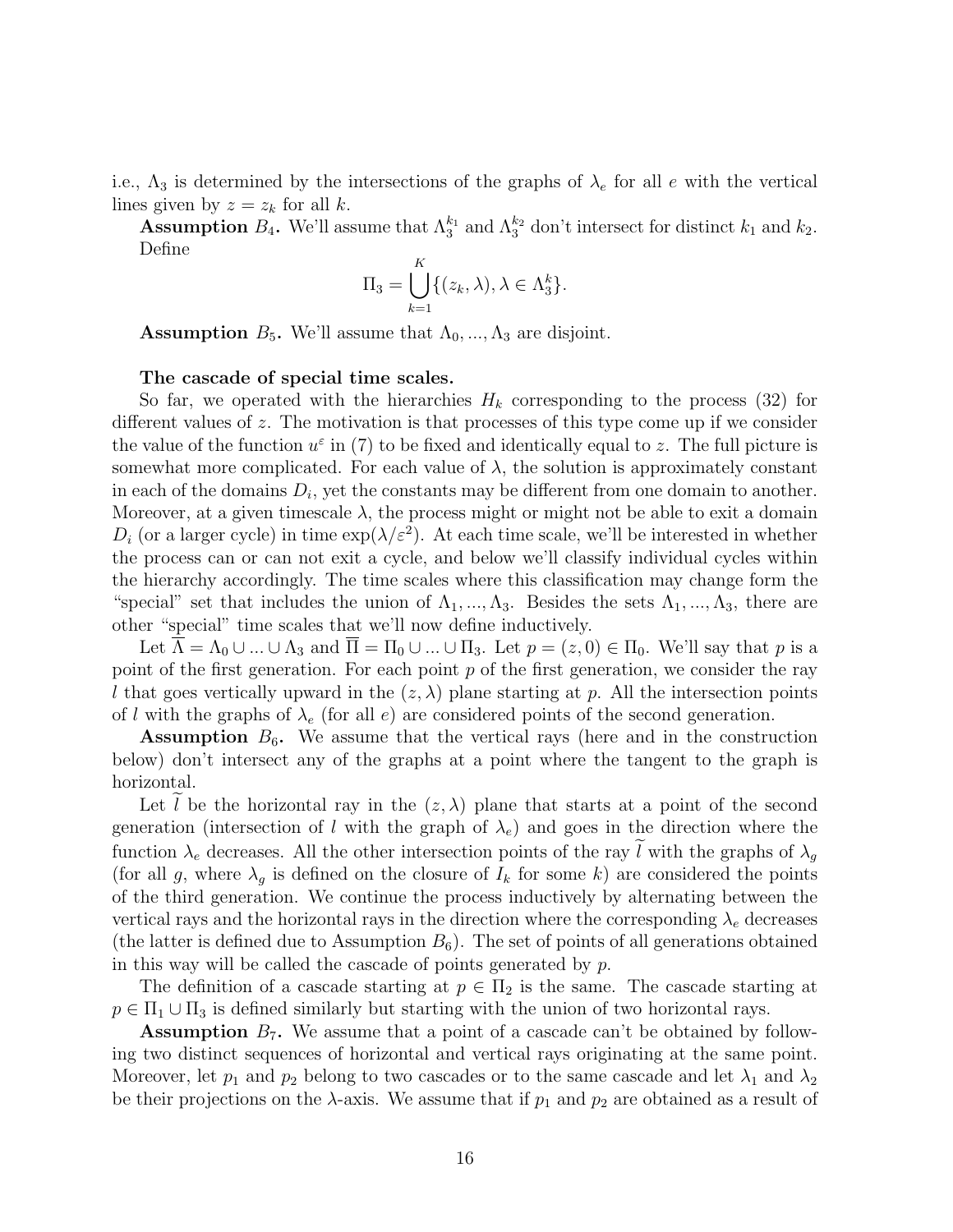i.e., $\Lambda_3$ is determined by the intersections of the graphs of $\lambda_e$ for all $e$ with the vertical lines given by $z = z_k$ for all $k$.

**Assumption** $B_4$**.** We'll assume that $\Lambda_3^{k_1}$ and $\Lambda_3^{k_2}$ don't intersect for distinct $k_1$ and $k_2$. Define

$$\Pi_3 = \bigcup_{k=1}^{K} \{(z_k, \lambda), \lambda \in \Lambda_3^k\}.$$

**Assumption** $B_5$**.** We'll assume that $\Lambda_0, ..., \Lambda_3$ are disjoint.

**The cascade of special time scales.**

So far, we operated with the hierarchies $H_k$ corresponding to the process (32) for different values of $z$. The motivation is that processes of this type come up if we consider the value of the function $u^\varepsilon$ in (7) to be fixed and identically equal to $z$. The full picture is somewhat more complicated. For each value of $\lambda$, the solution is approximately constant in each of the domains $D_i$, yet the constants may be different from one domain to another. Moreover, at a given timescale $\lambda$, the process might or might not be able to exit a domain $D_i$ (or a larger cycle) in time $\exp(\lambda/\varepsilon^2)$. At each time scale, we'll be interested in whether the process can or can not exit a cycle, and below we'll classify individual cycles within the hierarchy accordingly. The time scales where this classification may change form the "special" set that includes the union of $\Lambda_1, ..., \Lambda_3$. Besides the sets $\Lambda_1, ..., \Lambda_3$, there are other "special" time scales that we'll now define inductively.

Let $\overline{\Lambda} = \Lambda_0 \cup ... \cup \Lambda_3$ and $\overline{\Pi} = \Pi_0 \cup ... \cup \Pi_3$. Let $p = (z, 0) \in \Pi_0$. We'll say that $p$ is a point of the first generation. For each point $p$ of the first generation, we consider the ray $l$ that goes vertically upward in the $(z, \lambda)$ plane starting at $p$. All the intersection points of $l$ with the graphs of $\lambda_e$ (for all $e$) are considered points of the second generation.

**Assumption** $B_6$**.** We assume that the vertical rays (here and in the construction below) don't intersect any of the graphs at a point where the tangent to the graph is horizontal.

Let $\widetilde{l}$ be the horizontal ray in the $(z, \lambda)$ plane that starts at a point of the second generation (intersection of $l$ with the graph of $\lambda_e$) and goes in the direction where the function $\lambda_e$ decreases. All the other intersection points of the ray $\widetilde{l}$ with the graphs of $\lambda_g$ (for all $g$, where $\lambda_g$ is defined on the closure of $I_k$ for some $k$) are considered the points of the third generation. We continue the process inductively by alternating between the vertical rays and the horizontal rays in the direction where the corresponding $\lambda_e$ decreases (the latter is defined due to Assumption $B_6$). The set of points of all generations obtained in this way will be called the cascade of points generated by $p$.

The definition of a cascade starting at $p \in \Pi_2$ is the same. The cascade starting at $p \in \Pi_1 \cup \Pi_3$ is defined similarly but starting with the union of two horizontal rays.

**Assumption** $B_7$**.** We assume that a point of a cascade can't be obtained by following two distinct sequences of horizontal and vertical rays originating at the same point. Moreover, let $p_1$ and $p_2$ belong to two cascades or to the same cascade and let $\lambda_1$ and $\lambda_2$ be their projections on the $\lambda$-axis. We assume that if $p_1$ and $p_2$ are obtained as a result of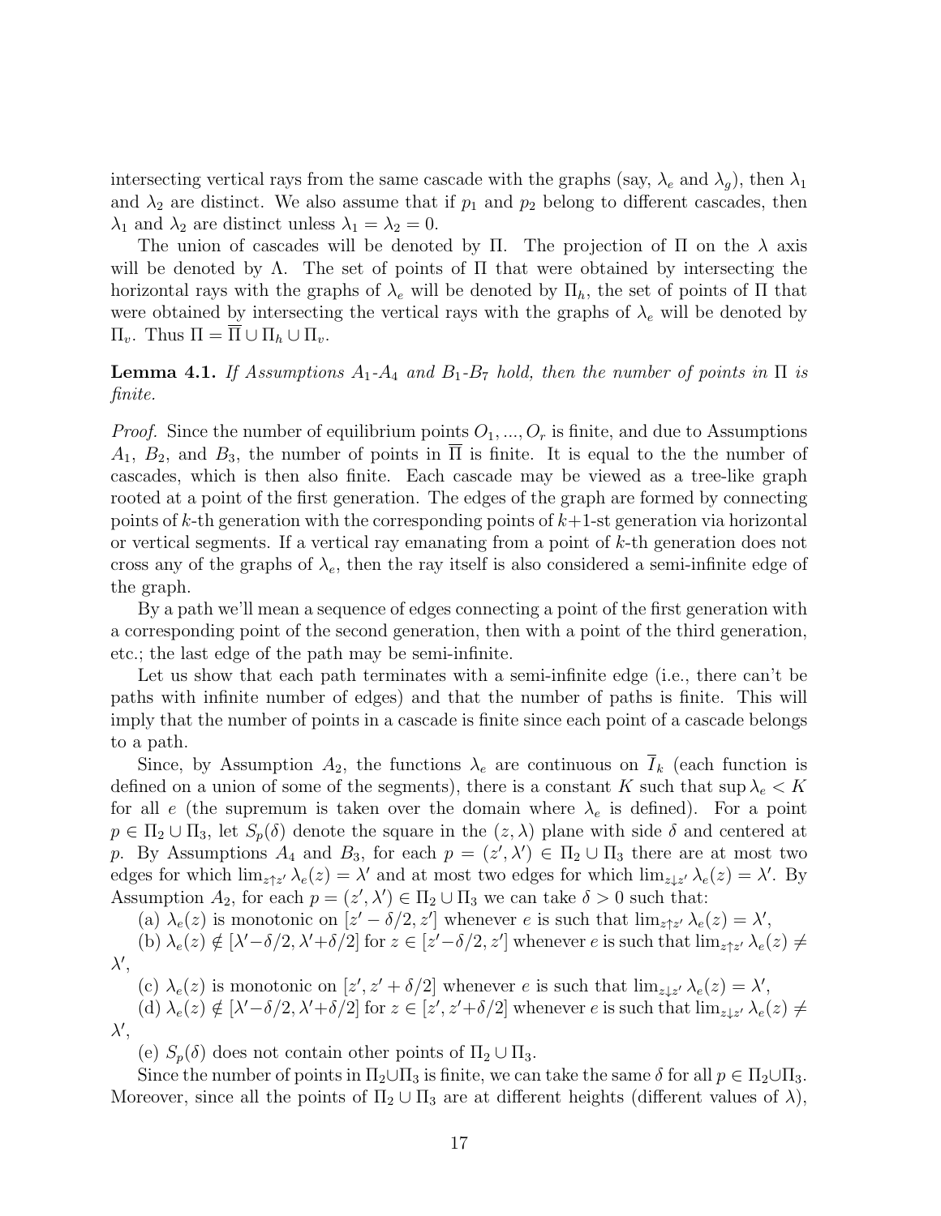intersecting vertical rays from the same cascade with the graphs (say, $\lambda_e$ and $\lambda_g$), then $\lambda_1$ and $\lambda_2$ are distinct. We also assume that if $p_1$ and $p_2$ belong to different cascades, then $\lambda_1$ and $\lambda_2$ are distinct unless $\lambda_1 = \lambda_2 = 0$.

The union of cascades will be denoted by $\Pi$. The projection of $\Pi$ on the $\lambda$ axis will be denoted by $\Lambda$. The set of points of $\Pi$ that were obtained by intersecting the horizontal rays with the graphs of $\lambda_e$ will be denoted by $\Pi_h$, the set of points of $\Pi$ that were obtained by intersecting the vertical rays with the graphs of $\lambda_e$ will be denoted by $\Pi_v$. Thus $\Pi = \overline{\Pi} \cup \Pi_h \cup \Pi_v$.

**Lemma 4.1.** *If Assumptions $A_1$-$A_4$ and $B_1$-$B_7$ hold, then the number of points in $\Pi$ is finite.*

*Proof.* Since the number of equilibrium points $O_1, ..., O_r$ is finite, and due to Assumptions $A_1$, $B_2$, and $B_3$, the number of points in $\overline{\Pi}$ is finite. It is equal to the the number of cascades, which is then also finite. Each cascade may be viewed as a tree-like graph rooted at a point of the first generation. The edges of the graph are formed by connecting points of $k$-th generation with the corresponding points of $k+1$-st generation via horizontal or vertical segments. If a vertical ray emanating from a point of $k$-th generation does not cross any of the graphs of $\lambda_e$, then the ray itself is also considered a semi-infinite edge of the graph.

By a path we'll mean a sequence of edges connecting a point of the first generation with a corresponding point of the second generation, then with a point of the third generation, etc.; the last edge of the path may be semi-infinite.

Let us show that each path terminates with a semi-infinite edge (i.e., there can't be paths with infinite number of edges) and that the number of paths is finite. This will imply that the number of points in a cascade is finite since each point of a cascade belongs to a path.

Since, by Assumption $A_2$, the functions $\lambda_e$ are continuous on $\overline{I}_k$ (each function is defined on a union of some of the segments), there is a constant $K$ such that $\sup \lambda_e < K$ for all $e$ (the supremum is taken over the domain where $\lambda_e$ is defined). For a point $p \in \Pi_2 \cup \Pi_3$, let $S_p(\delta)$ denote the square in the $(z, \lambda)$ plane with side $\delta$ and centered at $p$. By Assumptions $A_4$ and $B_3$, for each $p = (z', \lambda') \in \Pi_2 \cup \Pi_3$ there are at most two edges for which $\lim_{z \uparrow z'} \lambda_e(z) = \lambda'$ and at most two edges for which $\lim_{z \downarrow z'} \lambda_e(z) = \lambda'$. By Assumption $A_2$, for each $p = (z', \lambda') \in \Pi_2 \cup \Pi_3$ we can take $\delta > 0$ such that:

(a) $\lambda_e(z)$ is monotonic on $[z' - \delta/2, z']$ whenever $e$ is such that $\lim_{z \uparrow z'} \lambda_e(z) = \lambda'$,

(b) $\lambda_e(z) \notin [\lambda' - \delta/2, \lambda' + \delta/2]$ for $z \in [z' - \delta/2, z']$ whenever $e$ is such that $\lim_{z \uparrow z'} \lambda_e(z) \neq \lambda'$,

(c) $\lambda_e(z)$ is monotonic on $[z', z' + \delta/2]$ whenever $e$ is such that $\lim_{z \downarrow z'} \lambda_e(z) = \lambda'$,

(d) $\lambda_e(z) \notin [\lambda' - \delta/2, \lambda' + \delta/2]$ for $z \in [z', z' + \delta/2]$ whenever $e$ is such that $\lim_{z \downarrow z'} \lambda_e(z) \neq \lambda'$,

(e) $S_p(\delta)$ does not contain other points of $\Pi_2 \cup \Pi_3$.

Since the number of points in $\Pi_2 \cup \Pi_3$ is finite, we can take the same $\delta$ for all $p \in \Pi_2 \cup \Pi_3$. Moreover, since all the points of $\Pi_2 \cup \Pi_3$ are at different heights (different values of $\lambda$),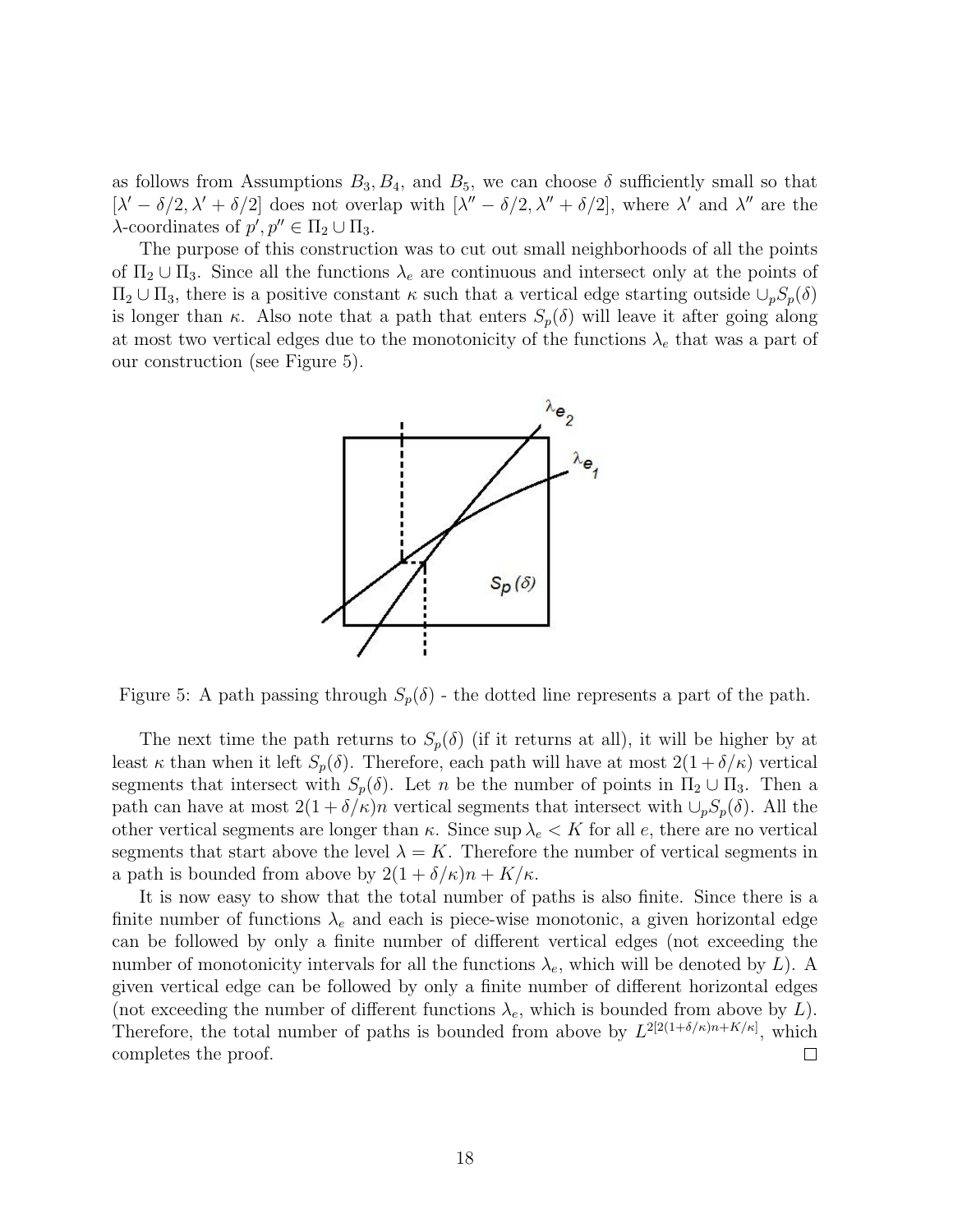as follows from Assumptions $B_3, B_4$, and $B_5$, we can choose $\delta$ sufficiently small so that $[\lambda' - \delta/2, \lambda' + \delta/2]$ does not overlap with $[\lambda'' - \delta/2, \lambda'' + \delta/2]$, where $\lambda'$ and $\lambda''$ are the $\lambda$-coordinates of $p', p'' \in \Pi_2 \cup \Pi_3$.

The purpose of this construction was to cut out small neighborhoods of all the points of $\Pi_2 \cup \Pi_3$. Since all the functions $\lambda_e$ are continuous and intersect only at the points of $\Pi_2 \cup \Pi_3$, there is a positive constant $\kappa$ such that a vertical edge starting outside $\cup_p S_p(\delta)$ is longer than $\kappa$. Also note that a path that enters $S_p(\delta)$ will leave it after going along at most two vertical edges due to the monotonicity of the functions $\lambda_e$ that was a part of our construction (see Figure 5).

Figure 5: A path passing through $S_p(\delta)$ - the dotted line represents a part of the path.

The next time the path returns to $S_p(\delta)$ (if it returns at all), it will be higher by at least $\kappa$ than when it left $S_p(\delta)$. Therefore, each path will have at most $2(1+\delta/\kappa)$ vertical segments that intersect with $S_p(\delta)$. Let $n$ be the number of points in $\Pi_2 \cup \Pi_3$. Then a path can have at most $2(1+\delta/\kappa)n$ vertical segments that intersect with $\cup_p S_p(\delta)$. All the other vertical segments are longer than $\kappa$. Since $\sup \lambda_e < K$ for all $e$, there are no vertical segments that start above the level $\lambda = K$. Therefore the number of vertical segments in a path is bounded from above by $2(1+\delta/\kappa)n + K/\kappa$.

It is now easy to show that the total number of paths is also finite. Since there is a finite number of functions $\lambda_e$ and each is piece-wise monotonic, a given horizontal edge can be followed by only a finite number of different vertical edges (not exceeding the number of monotonicity intervals for all the functions $\lambda_e$, which will be denoted by $L$). A given vertical edge can be followed by only a finite number of different horizontal edges (not exceeding the number of different functions $\lambda_e$, which is bounded from above by $L$). Therefore, the total number of paths is bounded from above by $L^{2[2(1+\delta/\kappa)n+K/\kappa]}$, which completes the proof. □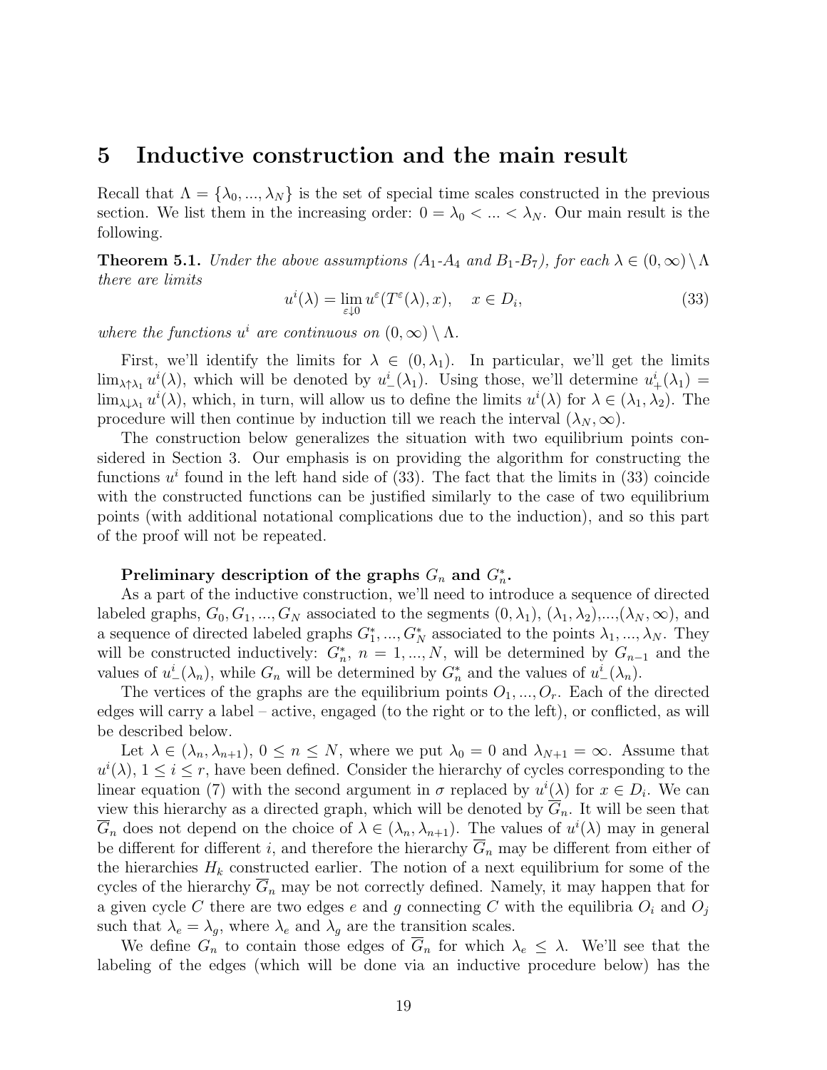# 5 Inductive construction and the main result

Recall that $\Lambda = \{\lambda_0, ..., \lambda_N\}$ is the set of special time scales constructed in the previous section. We list them in the increasing order: $0 = \lambda_0 < ... < \lambda_N$. Our main result is the following.

**Theorem 5.1.** *Under the above assumptions ($A_1$-$A_4$ and $B_1$-$B_7$), for each $\lambda \in (0, \infty) \setminus \Lambda$ there are limits*

$$u^i(\lambda) = \lim_{\varepsilon \downarrow 0} u^\varepsilon(T^\varepsilon(\lambda), x), \quad x \in D_i, \tag{33}$$

*where the functions $u^i$ are continuous on $(0, \infty) \setminus \Lambda$.*

First, we'll identify the limits for $\lambda \in (0, \lambda_1)$. In particular, we'll get the limits $\lim_{\lambda \uparrow \lambda_1} u^i(\lambda)$, which will be denoted by $u^i_-(\lambda_1)$. Using those, we'll determine $u^i_+(\lambda_1) = \lim_{\lambda \downarrow \lambda_1} u^i(\lambda)$, which, in turn, will allow us to define the limits $u^i(\lambda)$ for $\lambda \in (\lambda_1, \lambda_2)$. The procedure will then continue by induction till we reach the interval $(\lambda_N, \infty)$.

The construction below generalizes the situation with two equilibrium points considered in Section 3. Our emphasis is on providing the algorithm for constructing the functions $u^i$ found in the left hand side of (33). The fact that the limits in (33) coincide with the constructed functions can be justified similarly to the case of two equilibrium points (with additional notational complications due to the induction), and so this part of the proof will not be repeated.

**Preliminary description of the graphs $G_n$ and $G^*_n$.**

As a part of the inductive construction, we'll need to introduce a sequence of directed labeled graphs, $G_0, G_1, ..., G_N$ associated to the segments $(0, \lambda_1)$, $(\lambda_1, \lambda_2)$,...,$(\lambda_N, \infty)$, and a sequence of directed labeled graphs $G^*_1, ..., G^*_N$ associated to the points $\lambda_1, ..., \lambda_N$. They will be constructed inductively: $G^*_n$, $n = 1, ..., N$, will be determined by $G_{n-1}$ and the values of $u^i_-(\lambda_n)$, while $G_n$ will be determined by $G^*_n$ and the values of $u^i_-(\lambda_n)$.

The vertices of the graphs are the equilibrium points $O_1, ..., O_r$. Each of the directed edges will carry a label – active, engaged (to the right or to the left), or conflicted, as will be described below.

Let $\lambda \in (\lambda_n, \lambda_{n+1})$, $0 \le n \le N$, where we put $\lambda_0 = 0$ and $\lambda_{N+1} = \infty$. Assume that $u^i(\lambda)$, $1 \le i \le r$, have been defined. Consider the hierarchy of cycles corresponding to the linear equation (7) with the second argument in $\sigma$ replaced by $u^i(\lambda)$ for $x \in D_i$. We can view this hierarchy as a directed graph, which will be denoted by $\overline{G}_n$. It will be seen that $\overline{G}_n$ does not depend on the choice of $\lambda \in (\lambda_n, \lambda_{n+1})$. The values of $u^i(\lambda)$ may in general be different for different $i$, and therefore the hierarchy $\overline{G}_n$ may be different from either of the hierarchies $H_k$ constructed earlier. The notion of a next equilibrium for some of the cycles of the hierarchy $\overline{G}_n$ may be not correctly defined. Namely, it may happen that for a given cycle $C$ there are two edges $e$ and $g$ connecting $C$ with the equilibria $O_i$ and $O_j$ such that $\lambda_e = \lambda_g$, where $\lambda_e$ and $\lambda_g$ are the transition scales.

We define $G_n$ to contain those edges of $\overline{G}_n$ for which $\lambda_e \le \lambda$. We'll see that the labeling of the edges (which will be done via an inductive procedure below) has the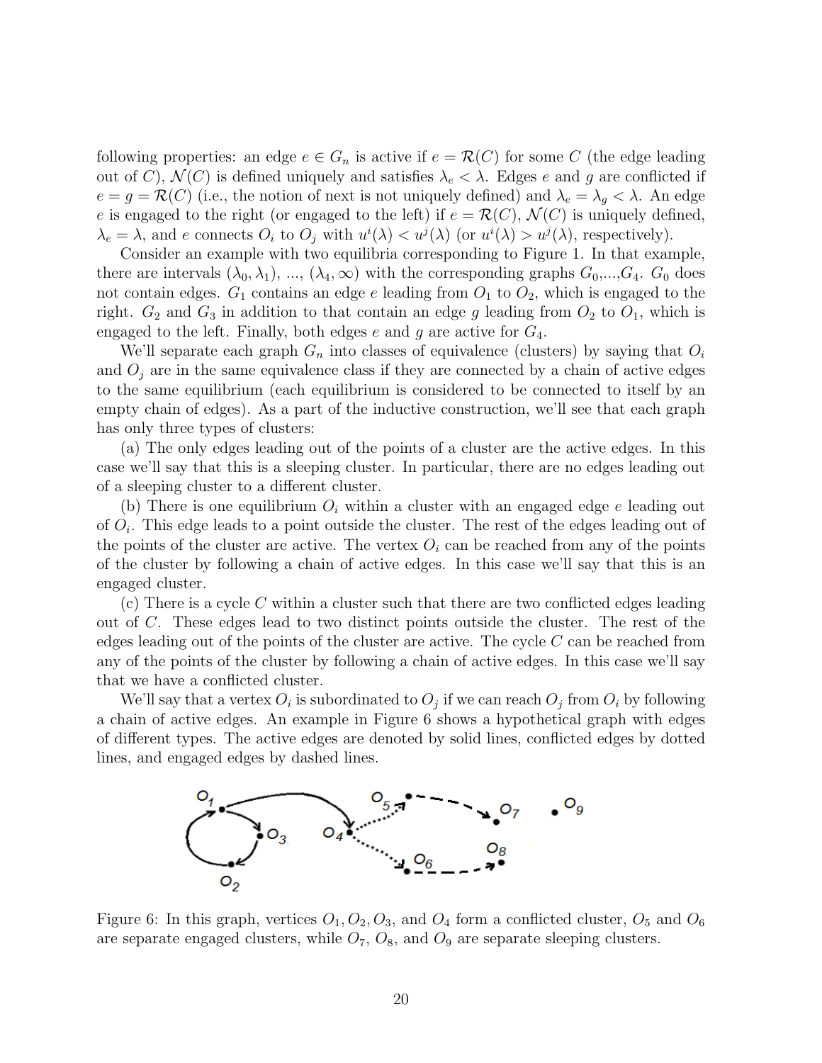following properties: an edge $e \in G_n$ is active if $e = \mathcal{R}(C)$ for some $C$ (the edge leading out of $C$), $\mathcal{N}(C)$ is defined uniquely and satisfies $\lambda_e < \lambda$. Edges $e$ and $g$ are conflicted if $e = g = \mathcal{R}(C)$ (i.e., the notion of next is not uniquely defined) and $\lambda_e = \lambda_g < \lambda$. An edge $e$ is engaged to the right (or engaged to the left) if $e = \mathcal{R}(C)$, $\mathcal{N}(C)$ is uniquely defined, $\lambda_e = \lambda$, and $e$ connects $O_i$ to $O_j$ with $u^i(\lambda) < u^j(\lambda)$ (or $u^i(\lambda) > u^j(\lambda)$, respectively).

Consider an example with two equilibria corresponding to Figure 1. In that example, there are intervals $(\lambda_0, \lambda_1)$, ..., $(\lambda_4, \infty)$ with the corresponding graphs $G_0$,...,$G_4$. $G_0$ does not contain edges. $G_1$ contains an edge $e$ leading from $O_1$ to $O_2$, which is engaged to the right. $G_2$ and $G_3$ in addition to that contain an edge $g$ leading from $O_2$ to $O_1$, which is engaged to the left. Finally, both edges $e$ and $g$ are active for $G_4$.

We'll separate each graph $G_n$ into classes of equivalence (clusters) by saying that $O_i$ and $O_j$ are in the same equivalence class if they are connected by a chain of active edges to the same equilibrium (each equilibrium is considered to be connected to itself by an empty chain of edges). As a part of the inductive construction, we'll see that each graph has only three types of clusters:

(a) The only edges leading out of the points of a cluster are the active edges. In this case we'll say that this is a sleeping cluster. In particular, there are no edges leading out of a sleeping cluster to a different cluster.

(b) There is one equilibrium $O_i$ within a cluster with an engaged edge $e$ leading out of $O_i$. This edge leads to a point outside the cluster. The rest of the edges leading out of the points of the cluster are active. The vertex $O_i$ can be reached from any of the points of the cluster by following a chain of active edges. In this case we'll say that this is an engaged cluster.

(c) There is a cycle $C$ within a cluster such that there are two conflicted edges leading out of $C$. These edges lead to two distinct points outside the cluster. The rest of the edges leading out of the points of the cluster are active. The cycle $C$ can be reached from any of the points of the cluster by following a chain of active edges. In this case we'll say that we have a conflicted cluster.

We'll say that a vertex $O_i$ is subordinated to $O_j$ if we can reach $O_j$ from $O_i$ by following a chain of active edges. An example in Figure 6 shows a hypothetical graph with edges of different types. The active edges are denoted by solid lines, conflicted edges by dotted lines, and engaged edges by dashed lines.

Figure 6: In this graph, vertices $O_1, O_2, O_3$, and $O_4$ form a conflicted cluster, $O_5$ and $O_6$ are separate engaged clusters, while $O_7$, $O_8$, and $O_9$ are separate sleeping clusters.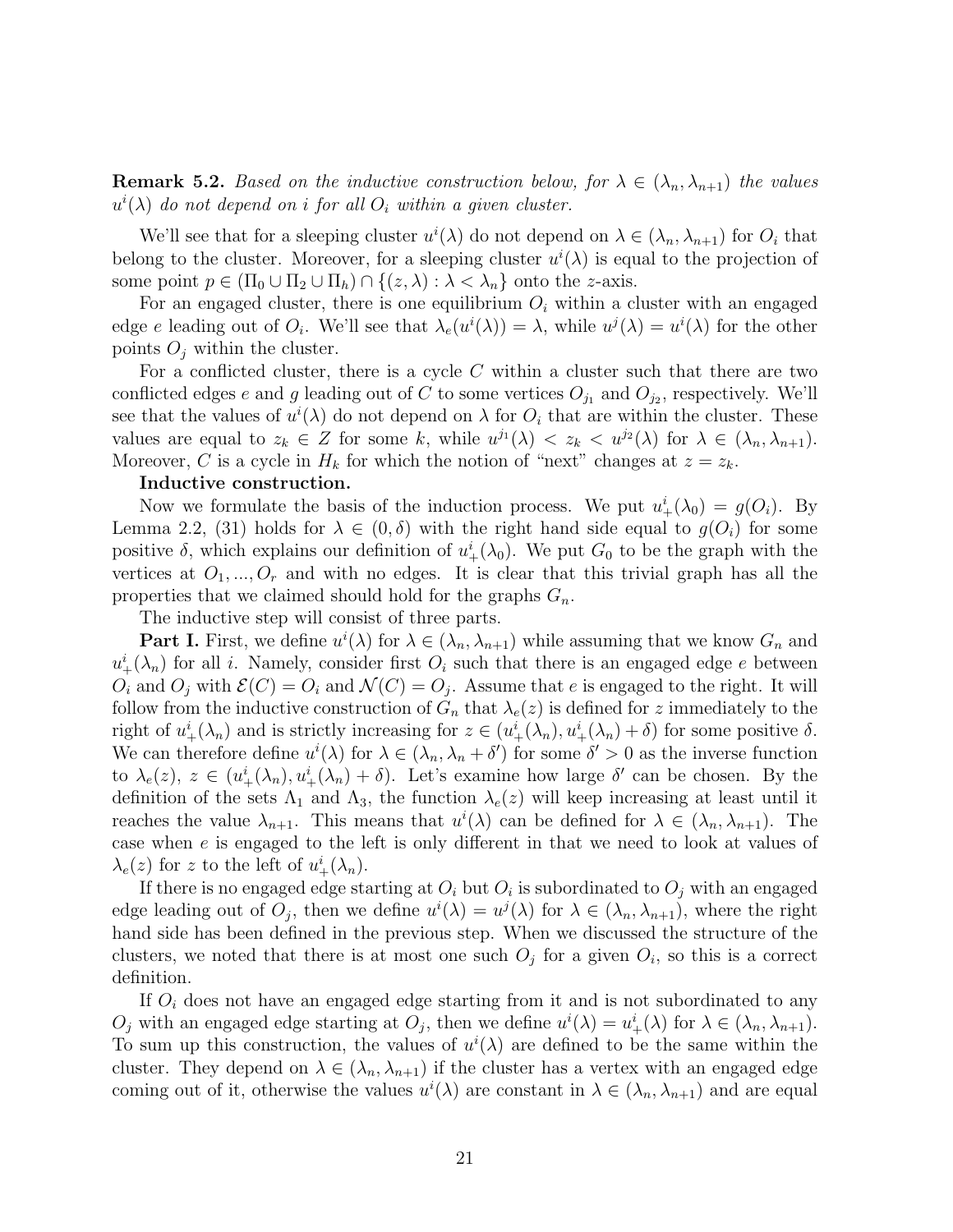**Remark 5.2.** *Based on the inductive construction below, for $\lambda \in (\lambda_n, \lambda_{n+1})$ the values $u^i(\lambda)$ do not depend on $i$ for all $O_i$ within a given cluster.*

We'll see that for a sleeping cluster $u^i(\lambda)$ do not depend on $\lambda \in (\lambda_n, \lambda_{n+1})$ for $O_i$ that belong to the cluster. Moreover, for a sleeping cluster $u^i(\lambda)$ is equal to the projection of some point $p \in (\Pi_0 \cup \Pi_2 \cup \Pi_h) \cap \{(z, \lambda) : \lambda < \lambda_n\}$ onto the $z$-axis.

For an engaged cluster, there is one equilibrium $O_i$ within a cluster with an engaged edge $e$ leading out of $O_i$. We'll see that $\lambda_e(u^i(\lambda)) = \lambda$, while $u^j(\lambda) = u^i(\lambda)$ for the other points $O_j$ within the cluster.

For a conflicted cluster, there is a cycle $C$ within a cluster such that there are two conflicted edges $e$ and $g$ leading out of $C$ to some vertices $O_{j_1}$ and $O_{j_2}$, respectively. We'll see that the values of $u^i(\lambda)$ do not depend on $\lambda$ for $O_i$ that are within the cluster. These values are equal to $z_k \in Z$ for some $k$, while $u^{j_1}(\lambda) < z_k < u^{j_2}(\lambda)$ for $\lambda \in (\lambda_n, \lambda_{n+1})$. Moreover, $C$ is a cycle in $H_k$ for which the notion of "next" changes at $z = z_k$.

**Inductive construction.**

Now we formulate the basis of the induction process. We put $u^i_+(\lambda_0) = g(O_i)$. By Lemma 2.2, (31) holds for $\lambda \in (0, \delta)$ with the right hand side equal to $g(O_i)$ for some positive $\delta$, which explains our definition of $u^i_+(\lambda_0)$. We put $G_0$ to be the graph with the vertices at $O_1, ..., O_r$ and with no edges. It is clear that this trivial graph has all the properties that we claimed should hold for the graphs $G_n$.

The inductive step will consist of three parts.

**Part I.** First, we define $u^i(\lambda)$ for $\lambda \in (\lambda_n, \lambda_{n+1})$ while assuming that we know $G_n$ and $u^i_+(\lambda_n)$ for all $i$. Namely, consider first $O_i$ such that there is an engaged edge $e$ between $O_i$ and $O_j$ with $\mathcal{E}(C) = O_i$ and $\mathcal{N}(C) = O_j$. Assume that $e$ is engaged to the right. It will follow from the inductive construction of $G_n$ that $\lambda_e(z)$ is defined for $z$ immediately to the right of $u^i_+(\lambda_n)$ and is strictly increasing for $z \in (u^i_+(\lambda_n), u^i_+(\lambda_n) + \delta)$ for some positive $\delta$. We can therefore define $u^i(\lambda)$ for $\lambda \in (\lambda_n, \lambda_n + \delta')$ for some $\delta' > 0$ as the inverse function to $\lambda_e(z)$, $z \in (u^i_+(\lambda_n), u^i_+(\lambda_n) + \delta)$. Let's examine how large $\delta'$ can be chosen. By the definition of the sets $\Lambda_1$ and $\Lambda_3$, the function $\lambda_e(z)$ will keep increasing at least until it reaches the value $\lambda_{n+1}$. This means that $u^i(\lambda)$ can be defined for $\lambda \in (\lambda_n, \lambda_{n+1})$. The case when $e$ is engaged to the left is only different in that we need to look at values of $\lambda_e(z)$ for $z$ to the left of $u^i_+(\lambda_n)$.

If there is no engaged edge starting at $O_i$ but $O_i$ is subordinated to $O_j$ with an engaged edge leading out of $O_j$, then we define $u^i(\lambda) = u^j(\lambda)$ for $\lambda \in (\lambda_n, \lambda_{n+1})$, where the right hand side has been defined in the previous step. When we discussed the structure of the clusters, we noted that there is at most one such $O_j$ for a given $O_i$, so this is a correct definition.

If $O_i$ does not have an engaged edge starting from it and is not subordinated to any $O_j$ with an engaged edge starting at $O_j$, then we define $u^i(\lambda) = u^i_+(\lambda)$ for $\lambda \in (\lambda_n, \lambda_{n+1})$. To sum up this construction, the values of $u^i(\lambda)$ are defined to be the same within the cluster. They depend on $\lambda \in (\lambda_n, \lambda_{n+1})$ if the cluster has a vertex with an engaged edge coming out of it, otherwise the values $u^i(\lambda)$ are constant in $\lambda \in (\lambda_n, \lambda_{n+1})$ and are equal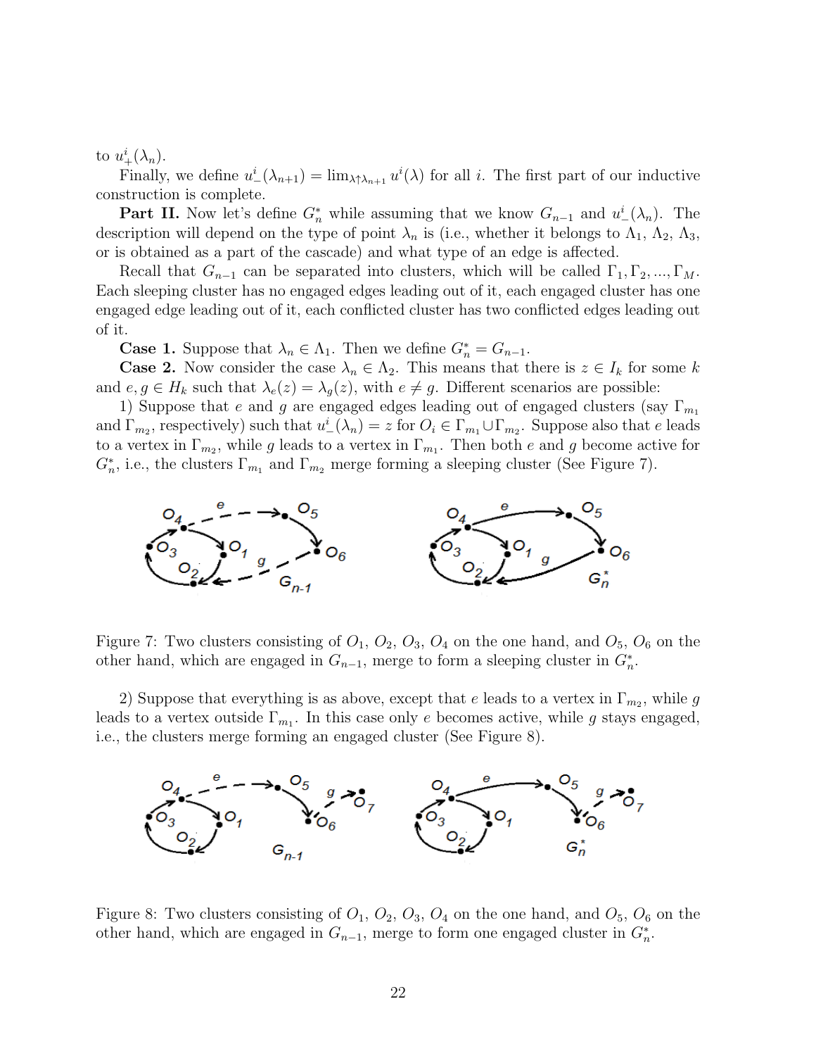to $u^i_+(\lambda_n)$.

Finally, we define $u^i_-(\lambda_{n+1}) = \lim_{\lambda \uparrow \lambda_{n+1}} u^i(\lambda)$ for all $i$. The first part of our inductive construction is complete.

**Part II.** Now let's define $G^*_n$ while assuming that we know $G_{n-1}$ and $u^i_-(\lambda_n)$. The description will depend on the type of point $\lambda_n$ is (i.e., whether it belongs to $\Lambda_1$, $\Lambda_2$, $\Lambda_3$, or is obtained as a part of the cascade) and what type of an edge is affected.

Recall that $G_{n-1}$ can be separated into clusters, which will be called $\Gamma_1, \Gamma_2, ..., \Gamma_M$. Each sleeping cluster has no engaged edges leading out of it, each engaged cluster has one engaged edge leading out of it, each conflicted cluster has two conflicted edges leading out of it.

**Case 1.** Suppose that $\lambda_n \in \Lambda_1$. Then we define $G^*_n = G_{n-1}$.

**Case 2.** Now consider the case $\lambda_n \in \Lambda_2$. This means that there is $z \in I_k$ for some $k$ and $e, g \in H_k$ such that $\lambda_e(z) = \lambda_g(z)$, with $e \neq g$. Different scenarios are possible:

1) Suppose that $e$ and $g$ are engaged edges leading out of engaged clusters (say $\Gamma_{m_1}$ and $\Gamma_{m_2}$, respectively) such that $u^i_-(\lambda_n) = z$ for $O_i \in \Gamma_{m_1} \cup \Gamma_{m_2}$. Suppose also that $e$ leads to a vertex in $\Gamma_{m_2}$, while $g$ leads to a vertex in $\Gamma_{m_1}$. Then both $e$ and $g$ become active for $G^*_n$, i.e., the clusters $\Gamma_{m_1}$ and $\Gamma_{m_2}$ merge forming a sleeping cluster (See Figure 7).

Figure 7: Two clusters consisting of $O_1$, $O_2$, $O_3$, $O_4$ on the one hand, and $O_5$, $O_6$ on the other hand, which are engaged in $G_{n-1}$, merge to form a sleeping cluster in $G^*_n$.

2) Suppose that everything is as above, except that $e$ leads to a vertex in $\Gamma_{m_2}$, while $g$ leads to a vertex outside $\Gamma_{m_1}$. In this case only $e$ becomes active, while $g$ stays engaged, i.e., the clusters merge forming an engaged cluster (See Figure 8).

Figure 8: Two clusters consisting of $O_1$, $O_2$, $O_3$, $O_4$ on the one hand, and $O_5$, $O_6$ on the other hand, which are engaged in $G_{n-1}$, merge to form one engaged cluster in $G^*_n$.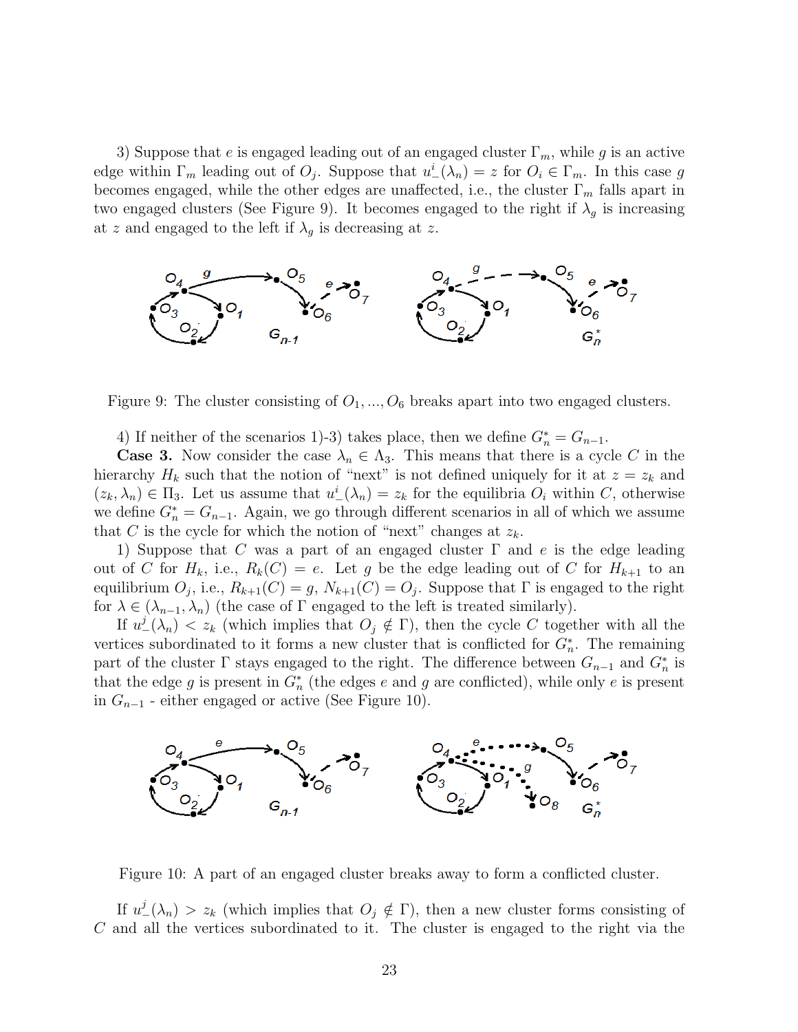3) Suppose that $e$ is engaged leading out of an engaged cluster $\Gamma_m$, while $g$ is an active edge within $\Gamma_m$ leading out of $O_j$. Suppose that $u^i_-(\lambda_n) = z$ for $O_i \in \Gamma_m$. In this case $g$ becomes engaged, while the other edges are unaffected, i.e., the cluster $\Gamma_m$ falls apart in two engaged clusters (See Figure 9). It becomes engaged to the right if $\lambda_g$ is increasing at $z$ and engaged to the left if $\lambda_g$ is decreasing at $z$.

Figure 9: The cluster consisting of $O_1, ..., O_6$ breaks apart into two engaged clusters.

4) If neither of the scenarios 1)-3) takes place, then we define $G^*_n = G_{n-1}$.

**Case 3.** Now consider the case $\lambda_n \in \Lambda_3$. This means that there is a cycle $C$ in the hierarchy $H_k$ such that the notion of "next" is not defined uniquely for it at $z = z_k$ and $(z_k, \lambda_n) \in \Pi_3$. Let us assume that $u^i_-(\lambda_n) = z_k$ for the equilibria $O_i$ within $C$, otherwise we define $G^*_n = G_{n-1}$. Again, we go through different scenarios in all of which we assume that $C$ is the cycle for which the notion of "next" changes at $z_k$.

1) Suppose that $C$ was a part of an engaged cluster $\Gamma$ and $e$ is the edge leading out of $C$ for $H_k$, i.e., $R_k(C) = e$. Let $g$ be the edge leading out of $C$ for $H_{k+1}$ to an equilibrium $O_j$, i.e., $R_{k+1}(C) = g$, $N_{k+1}(C) = O_j$. Suppose that $\Gamma$ is engaged to the right for $\lambda \in (\lambda_{n-1}, \lambda_n)$ (the case of $\Gamma$ engaged to the left is treated similarly).

If $u^j_-(\lambda_n) < z_k$ (which implies that $O_j \notin \Gamma$), then the cycle $C$ together with all the vertices subordinated to it forms a new cluster that is conflicted for $G^*_n$. The remaining part of the cluster $\Gamma$ stays engaged to the right. The difference between $G_{n-1}$ and $G^*_n$ is that the edge $g$ is present in $G^*_n$ (the edges $e$ and $g$ are conflicted), while only $e$ is present in $G_{n-1}$ - either engaged or active (See Figure 10).

Figure 10: A part of an engaged cluster breaks away to form a conflicted cluster.

If $u^j_-(\lambda_n) > z_k$ (which implies that $O_j \notin \Gamma$), then a new cluster forms consisting of $C$ and all the vertices subordinated to it. The cluster is engaged to the right via the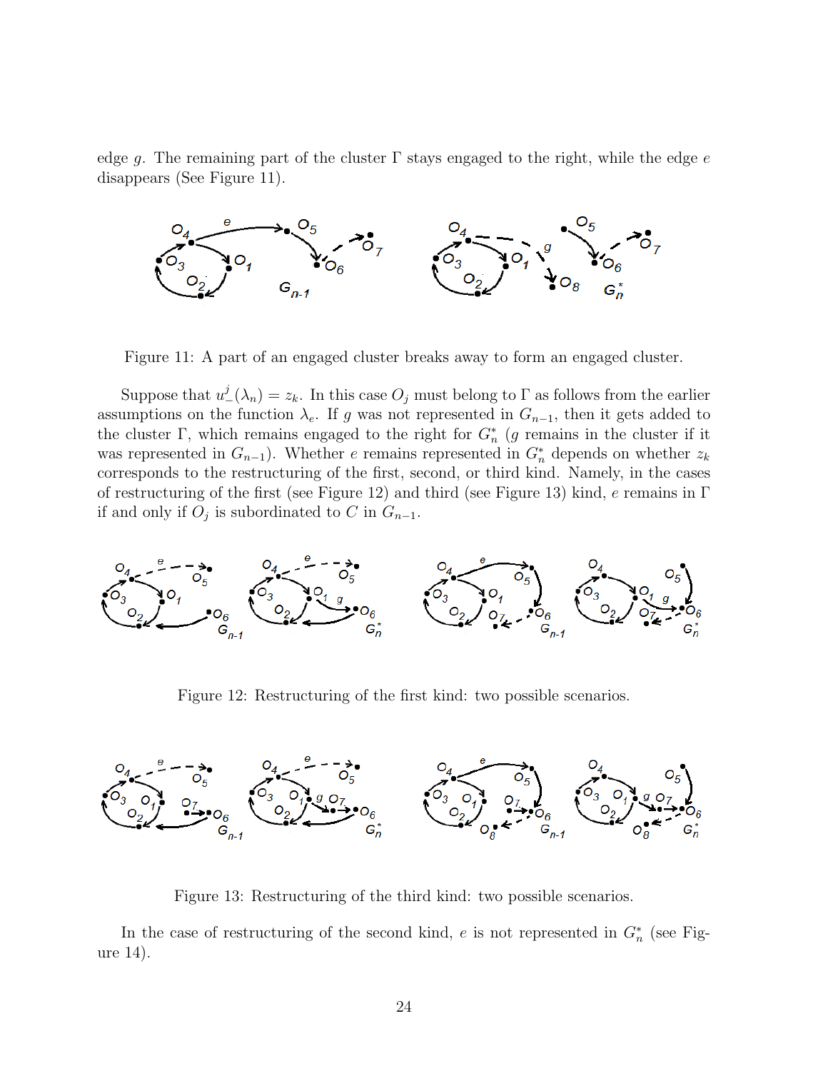edge $g$. The remaining part of the cluster $\Gamma$ stays engaged to the right, while the edge $e$ disappears (See Figure 11).

Figure 11: A part of an engaged cluster breaks away to form an engaged cluster.

Suppose that $u_-^j(\lambda_n) = z_k$. In this case $O_j$ must belong to $\Gamma$ as follows from the earlier assumptions on the function $\lambda_e$. If $g$ was not represented in $G_{n-1}$, then it gets added to the cluster $\Gamma$, which remains engaged to the right for $G_n^*$ ($g$ remains in the cluster if it was represented in $G_{n-1}$). Whether $e$ remains represented in $G_n^*$ depends on whether $z_k$ corresponds to the restructuring of the first, second, or third kind. Namely, in the cases of restructuring of the first (see Figure 12) and third (see Figure 13) kind, $e$ remains in $\Gamma$ if and only if $O_j$ is subordinated to $C$ in $G_{n-1}$.

Figure 12: Restructuring of the first kind: two possible scenarios.

Figure 13: Restructuring of the third kind: two possible scenarios.

In the case of restructuring of the second kind, $e$ is not represented in $G_n^*$ (see Figure 14).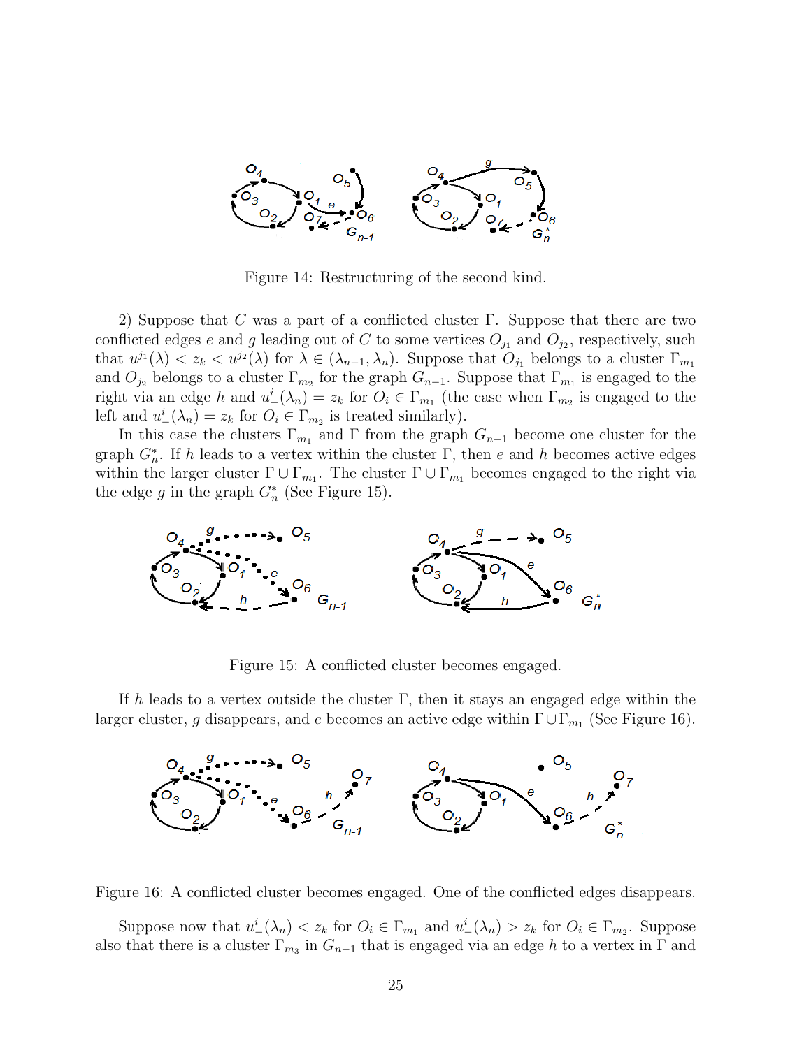Figure 14: Restructuring of the second kind.

2) Suppose that $C$ was a part of a conflicted cluster $\Gamma$. Suppose that there are two conflicted edges $e$ and $g$ leading out of $C$ to some vertices $O_{j_1}$ and $O_{j_2}$, respectively, such that $u^{j_1}(\lambda) < z_k < u^{j_2}(\lambda)$ for $\lambda \in (\lambda_{n-1}, \lambda_n)$. Suppose that $O_{j_1}$ belongs to a cluster $\Gamma_{m_1}$ and $O_{j_2}$ belongs to a cluster $\Gamma_{m_2}$ for the graph $G_{n-1}$. Suppose that $\Gamma_{m_1}$ is engaged to the right via an edge $h$ and $u^i_-(\lambda_n) = z_k$ for $O_i \in \Gamma_{m_1}$ (the case when $\Gamma_{m_2}$ is engaged to the left and $u^i_-(\lambda_n) = z_k$ for $O_i \in \Gamma_{m_2}$ is treated similarly).

In this case the clusters $\Gamma_{m_1}$ and $\Gamma$ from the graph $G_{n-1}$ become one cluster for the graph $G^*_n$. If $h$ leads to a vertex within the cluster $\Gamma$, then $e$ and $h$ becomes active edges within the larger cluster $\Gamma \cup \Gamma_{m_1}$. The cluster $\Gamma \cup \Gamma_{m_1}$ becomes engaged to the right via the edge $g$ in the graph $G^*_n$ (See Figure 15).

Figure 15: A conflicted cluster becomes engaged.

If $h$ leads to a vertex outside the cluster $\Gamma$, then it stays an engaged edge within the larger cluster, $g$ disappears, and $e$ becomes an active edge within $\Gamma \cup \Gamma_{m_1}$ (See Figure 16).

Figure 16: A conflicted cluster becomes engaged. One of the conflicted edges disappears.

Suppose now that $u^i_-(\lambda_n) < z_k$ for $O_i \in \Gamma_{m_1}$ and $u^i_-(\lambda_n) > z_k$ for $O_i \in \Gamma_{m_2}$. Suppose also that there is a cluster $\Gamma_{m_3}$ in $G_{n-1}$ that is engaged via an edge $h$ to a vertex in $\Gamma$ and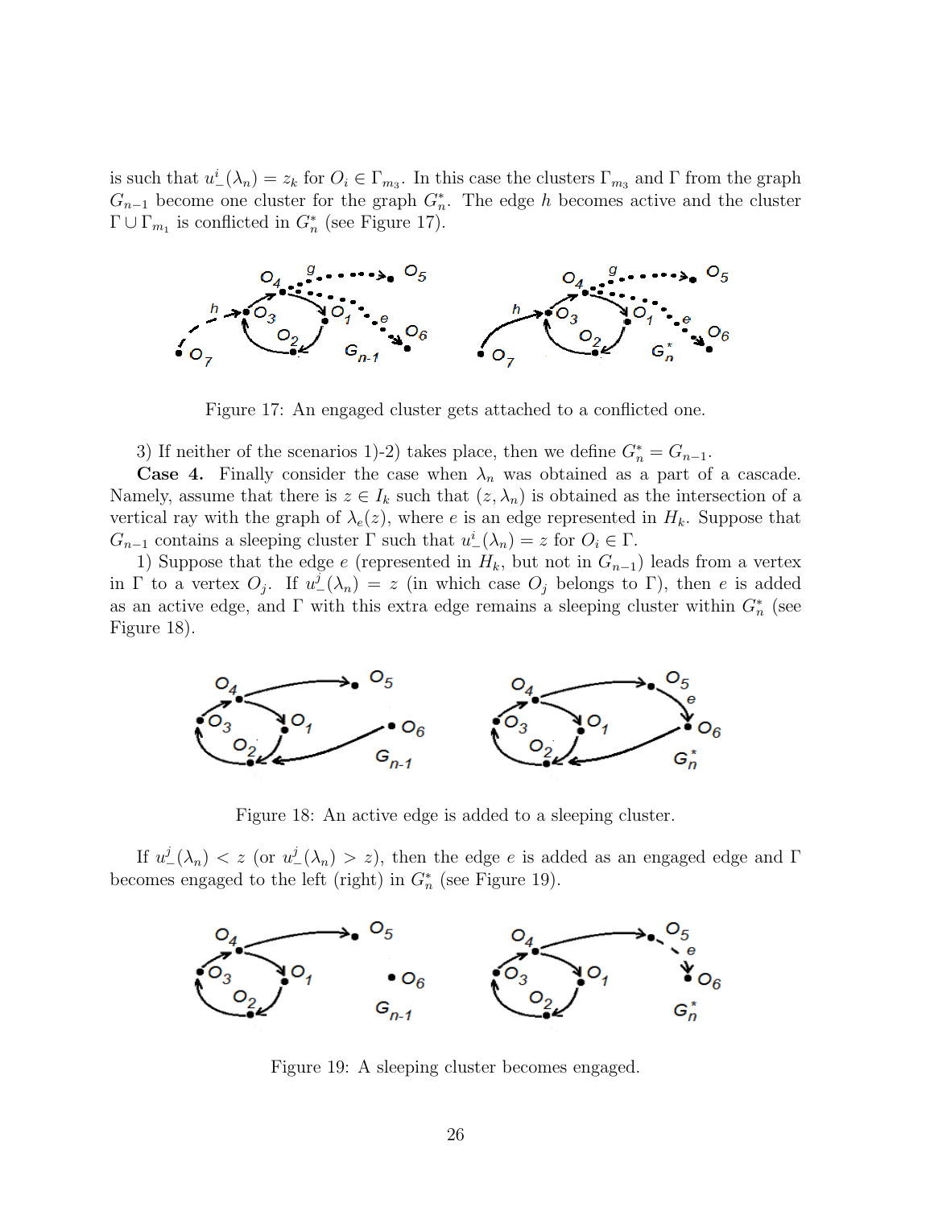is such that $u^i_-(\lambda_n) = z_k$ for $O_i \in \Gamma_{m_3}$. In this case the clusters $\Gamma_{m_3}$ and $\Gamma$ from the graph $G_{n-1}$ become one cluster for the graph $G^*_n$. The edge $h$ becomes active and the cluster $\Gamma \cup \Gamma_{m_1}$ is conflicted in $G^*_n$ (see Figure 17).

Figure 17: An engaged cluster gets attached to a conflicted one.

3) If neither of the scenarios 1)-2) takes place, then we define $G^*_n = G_{n-1}$.

**Case 4.** Finally consider the case when $\lambda_n$ was obtained as a part of a cascade. Namely, assume that there is $z \in I_k$ such that $(z, \lambda_n)$ is obtained as the intersection of a vertical ray with the graph of $\lambda_e(z)$, where $e$ is an edge represented in $H_k$. Suppose that $G_{n-1}$ contains a sleeping cluster $\Gamma$ such that $u^i_-(\lambda_n) = z$ for $O_i \in \Gamma$.

1) Suppose that the edge $e$ (represented in $H_k$, but not in $G_{n-1}$) leads from a vertex in $\Gamma$ to a vertex $O_j$. If $u^j_-(\lambda_n) = z$ (in which case $O_j$ belongs to $\Gamma$), then $e$ is added as an active edge, and $\Gamma$ with this extra edge remains a sleeping cluster within $G^*_n$ (see Figure 18).

Figure 18: An active edge is added to a sleeping cluster.

If $u^j_-(\lambda_n) < z$ (or $u^j_-(\lambda_n) > z$), then the edge $e$ is added as an engaged edge and $\Gamma$ becomes engaged to the left (right) in $G^*_n$ (see Figure 19).

Figure 19: A sleeping cluster becomes engaged.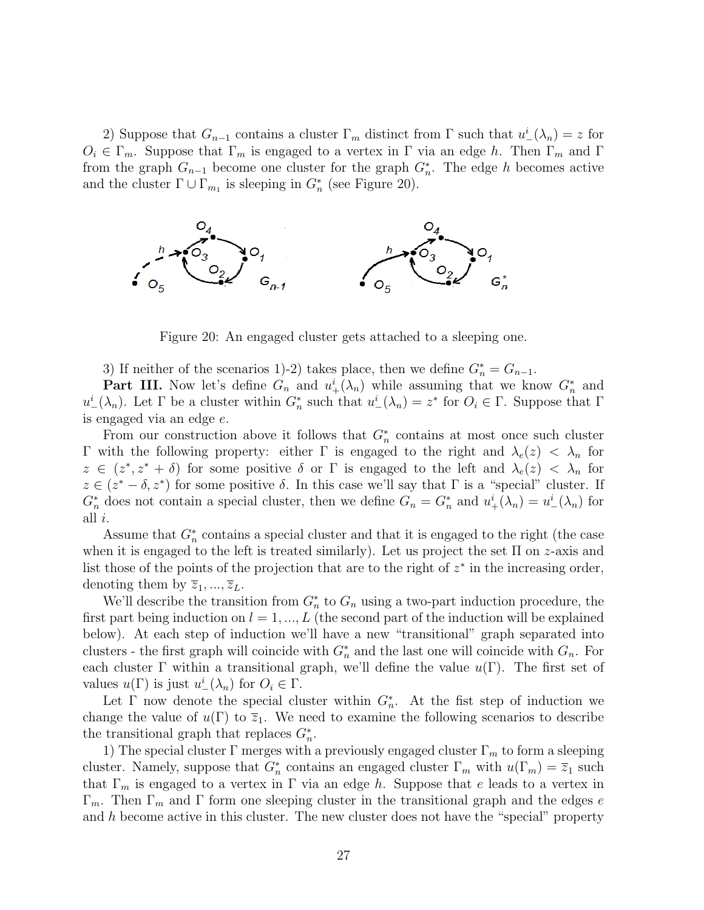2) Suppose that $G_{n-1}$ contains a cluster $\Gamma_m$ distinct from $\Gamma$ such that $u^i_-(\lambda_n) = z$ for $O_i \in \Gamma_m$. Suppose that $\Gamma_m$ is engaged to a vertex in $\Gamma$ via an edge $h$. Then $\Gamma_m$ and $\Gamma$ from the graph $G_{n-1}$ become one cluster for the graph $G^*_n$. The edge $h$ becomes active and the cluster $\Gamma \cup \Gamma_{m_1}$ is sleeping in $G^*_n$ (see Figure 20).

Figure 20: An engaged cluster gets attached to a sleeping one.

3) If neither of the scenarios 1)-2) takes place, then we define $G^*_n = G_{n-1}$.

**Part III.** Now let's define $G_n$ and $u^i_+(\lambda_n)$ while assuming that we know $G^*_n$ and $u^i_-(\lambda_n)$. Let $\Gamma$ be a cluster within $G^*_n$ such that $u^i_-(\lambda_n) = z^*$ for $O_i \in \Gamma$. Suppose that $\Gamma$ is engaged via an edge $e$.

From our construction above it follows that $G^*_n$ contains at most once such cluster $\Gamma$ with the following property: either $\Gamma$ is engaged to the right and $\lambda_e(z) < \lambda_n$ for $z \in (z^*, z^* + \delta)$ for some positive $\delta$ or $\Gamma$ is engaged to the left and $\lambda_e(z) < \lambda_n$ for $z \in (z^* - \delta, z^*)$ for some positive $\delta$. In this case we'll say that $\Gamma$ is a "special" cluster. If $G^*_n$ does not contain a special cluster, then we define $G_n = G^*_n$ and $u^i_+(\lambda_n) = u^i_-(\lambda_n)$ for all $i$.

Assume that $G^*_n$ contains a special cluster and that it is engaged to the right (the case when it is engaged to the left is treated similarly). Let us project the set $\Pi$ on $z$-axis and list those of the points of the projection that are to the right of $z^*$ in the increasing order, denoting them by $\bar{z}_1, ..., \bar{z}_L$.

We'll describe the transition from $G^*_n$ to $G_n$ using a two-part induction procedure, the first part being induction on $l = 1, ..., L$ (the second part of the induction will be explained below). At each step of induction we'll have a new "transitional" graph separated into clusters - the first graph will coincide with $G^*_n$ and the last one will coincide with $G_n$. For each cluster $\Gamma$ within a transitional graph, we'll define the value $u(\Gamma)$. The first set of values $u(\Gamma)$ is just $u^i_-(\lambda_n)$ for $O_i \in \Gamma$.

Let $\Gamma$ now denote the special cluster within $G^*_n$. At the fist step of induction we change the value of $u(\Gamma)$ to $\bar{z}_1$. We need to examine the following scenarios to describe the transitional graph that replaces $G^*_n$.

1) The special cluster $\Gamma$ merges with a previously engaged cluster $\Gamma_m$ to form a sleeping cluster. Namely, suppose that $G^*_n$ contains an engaged cluster $\Gamma_m$ with $u(\Gamma_m) = \bar{z}_1$ such that $\Gamma_m$ is engaged to a vertex in $\Gamma$ via an edge $h$. Suppose that $e$ leads to a vertex in $\Gamma_m$. Then $\Gamma_m$ and $\Gamma$ form one sleeping cluster in the transitional graph and the edges $e$ and $h$ become active in this cluster. The new cluster does not have the "special" property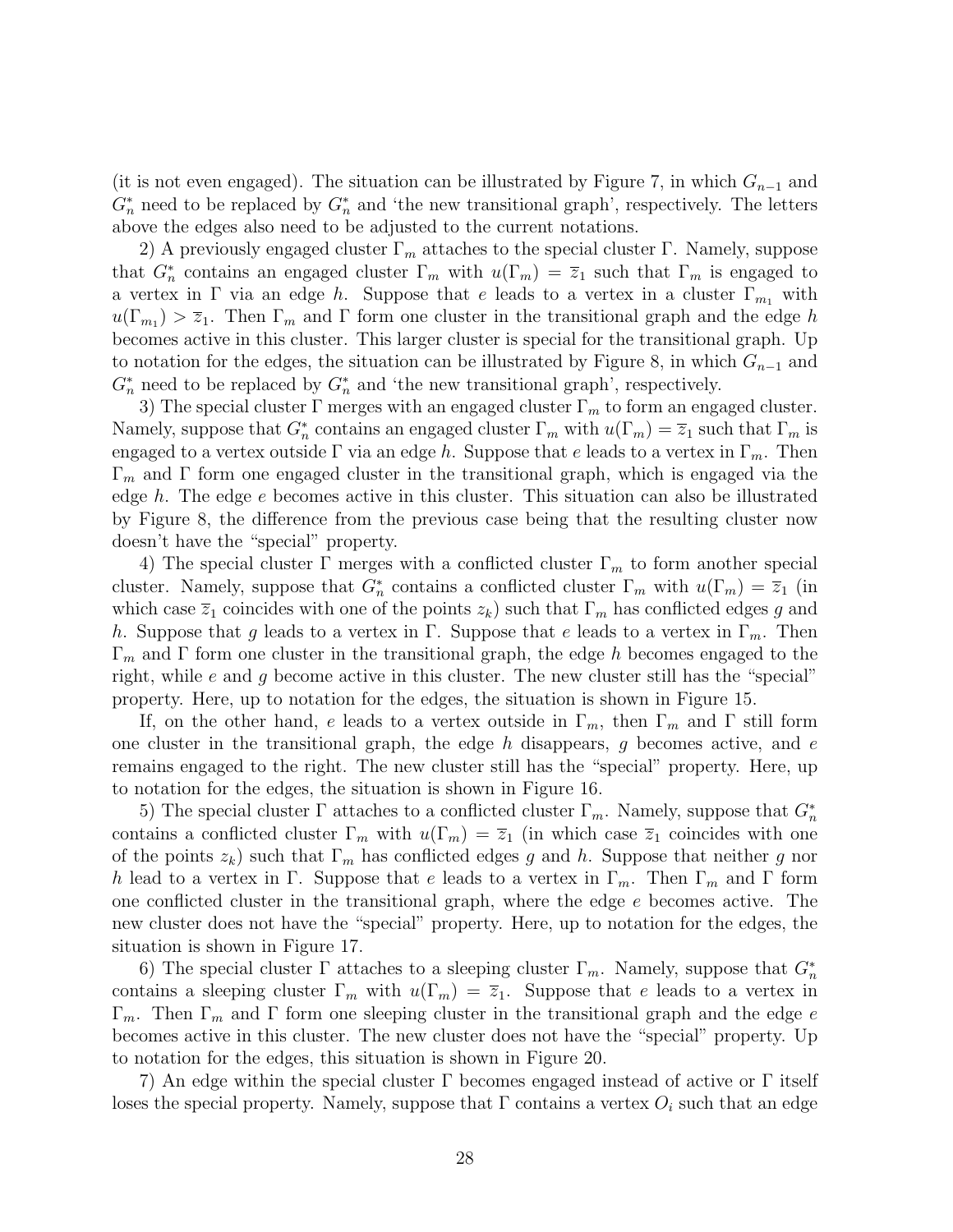(it is not even engaged). The situation can be illustrated by Figure 7, in which $G_{n-1}$ and $G_n^*$ need to be replaced by $G_n^*$ and 'the new transitional graph', respectively. The letters above the edges also need to be adjusted to the current notations.

2) A previously engaged cluster $\Gamma_m$ attaches to the special cluster $\Gamma$. Namely, suppose that $G_n^*$ contains an engaged cluster $\Gamma_m$ with $u(\Gamma_m) = \overline{z}_1$ such that $\Gamma_m$ is engaged to a vertex in $\Gamma$ via an edge $h$. Suppose that $e$ leads to a vertex in a cluster $\Gamma_{m_1}$ with $u(\Gamma_{m_1}) > \overline{z}_1$. Then $\Gamma_m$ and $\Gamma$ form one cluster in the transitional graph and the edge $h$ becomes active in this cluster. This larger cluster is special for the transitional graph. Up to notation for the edges, the situation can be illustrated by Figure 8, in which $G_{n-1}$ and $G_n^*$ need to be replaced by $G_n^*$ and 'the new transitional graph', respectively.

3) The special cluster $\Gamma$ merges with an engaged cluster $\Gamma_m$ to form an engaged cluster. Namely, suppose that $G_n^*$ contains an engaged cluster $\Gamma_m$ with $u(\Gamma_m) = \overline{z}_1$ such that $\Gamma_m$ is engaged to a vertex outside $\Gamma$ via an edge $h$. Suppose that $e$ leads to a vertex in $\Gamma_m$. Then $\Gamma_m$ and $\Gamma$ form one engaged cluster in the transitional graph, which is engaged via the edge $h$. The edge $e$ becomes active in this cluster. This situation can also be illustrated by Figure 8, the difference from the previous case being that the resulting cluster now doesn't have the "special" property.

4) The special cluster $\Gamma$ merges with a conflicted cluster $\Gamma_m$ to form another special cluster. Namely, suppose that $G_n^*$ contains a conflicted cluster $\Gamma_m$ with $u(\Gamma_m) = \overline{z}_1$ (in which case $\overline{z}_1$ coincides with one of the points $z_k$) such that $\Gamma_m$ has conflicted edges $g$ and $h$. Suppose that $g$ leads to a vertex in $\Gamma$. Suppose that $e$ leads to a vertex in $\Gamma_m$. Then $\Gamma_m$ and $\Gamma$ form one cluster in the transitional graph, the edge $h$ becomes engaged to the right, while $e$ and $g$ become active in this cluster. The new cluster still has the "special" property. Here, up to notation for the edges, the situation is shown in Figure 15.

If, on the other hand, $e$ leads to a vertex outside in $\Gamma_m$, then $\Gamma_m$ and $\Gamma$ still form one cluster in the transitional graph, the edge $h$ disappears, $g$ becomes active, and $e$ remains engaged to the right. The new cluster still has the "special" property. Here, up to notation for the edges, the situation is shown in Figure 16.

5) The special cluster $\Gamma$ attaches to a conflicted cluster $\Gamma_m$. Namely, suppose that $G_n^*$ contains a conflicted cluster $\Gamma_m$ with $u(\Gamma_m) = \overline{z}_1$ (in which case $\overline{z}_1$ coincides with one of the points $z_k$) such that $\Gamma_m$ has conflicted edges $g$ and $h$. Suppose that neither $g$ nor $h$ lead to a vertex in $\Gamma$. Suppose that $e$ leads to a vertex in $\Gamma_m$. Then $\Gamma_m$ and $\Gamma$ form one conflicted cluster in the transitional graph, where the edge $e$ becomes active. The new cluster does not have the "special" property. Here, up to notation for the edges, the situation is shown in Figure 17.

6) The special cluster $\Gamma$ attaches to a sleeping cluster $\Gamma_m$. Namely, suppose that $G_n^*$ contains a sleeping cluster $\Gamma_m$ with $u(\Gamma_m) = \overline{z}_1$. Suppose that $e$ leads to a vertex in $\Gamma_m$. Then $\Gamma_m$ and $\Gamma$ form one sleeping cluster in the transitional graph and the edge $e$ becomes active in this cluster. The new cluster does not have the "special" property. Up to notation for the edges, this situation is shown in Figure 20.

7) An edge within the special cluster $\Gamma$ becomes engaged instead of active or $\Gamma$ itself loses the special property. Namely, suppose that $\Gamma$ contains a vertex $O_i$ such that an edge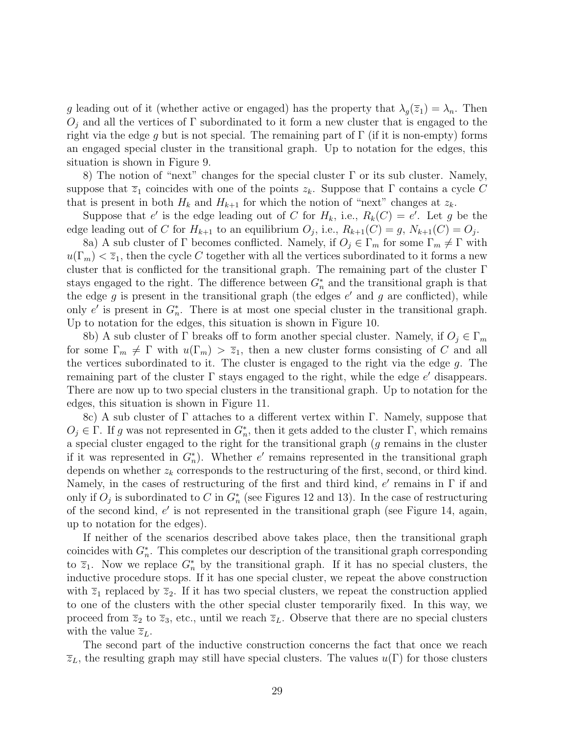$g$ leading out of it (whether active or engaged) has the property that $\lambda_g(\overline{z}_1) = \lambda_n$. Then $O_j$ and all the vertices of $\Gamma$ subordinated to it form a new cluster that is engaged to the right via the edge $g$ but is not special. The remaining part of $\Gamma$ (if it is non-empty) forms an engaged special cluster in the transitional graph. Up to notation for the edges, this situation is shown in Figure 9.

8) The notion of "next" changes for the special cluster $\Gamma$ or its sub cluster. Namely, suppose that $\overline{z}_1$ coincides with one of the points $z_k$. Suppose that $\Gamma$ contains a cycle $C$ that is present in both $H_k$ and $H_{k+1}$ for which the notion of "next" changes at $z_k$.

Suppose that $e'$ is the edge leading out of $C$ for $H_k$, i.e., $R_k(C) = e'$. Let $g$ be the edge leading out of $C$ for $H_{k+1}$ to an equilibrium $O_j$, i.e., $R_{k+1}(C) = g$, $N_{k+1}(C) = O_j$.

8a) A sub cluster of $\Gamma$ becomes conflicted. Namely, if $O_j \in \Gamma_m$ for some $\Gamma_m \neq \Gamma$ with $u(\Gamma_m) < \overline{z}_1$, then the cycle $C$ together with all the vertices subordinated to it forms a new cluster that is conflicted for the transitional graph. The remaining part of the cluster $\Gamma$ stays engaged to the right. The difference between $G_n^*$ and the transitional graph is that the edge $g$ is present in the transitional graph (the edges $e'$ and $g$ are conflicted), while only $e'$ is present in $G_n^*$. There is at most one special cluster in the transitional graph. Up to notation for the edges, this situation is shown in Figure 10.

8b) A sub cluster of $\Gamma$ breaks off to form another special cluster. Namely, if $O_j \in \Gamma_m$ for some $\Gamma_m \neq \Gamma$ with $u(\Gamma_m) > \overline{z}_1$, then a new cluster forms consisting of $C$ and all the vertices subordinated to it. The cluster is engaged to the right via the edge $g$. The remaining part of the cluster $\Gamma$ stays engaged to the right, while the edge $e'$ disappears. There are now up to two special clusters in the transitional graph. Up to notation for the edges, this situation is shown in Figure 11.

8c) A sub cluster of $\Gamma$ attaches to a different vertex within $\Gamma$. Namely, suppose that $O_j \in \Gamma$. If $g$ was not represented in $G_n^*$, then it gets added to the cluster $\Gamma$, which remains a special cluster engaged to the right for the transitional graph ($g$ remains in the cluster if it was represented in $G_n^*$). Whether $e'$ remains represented in the transitional graph depends on whether $z_k$ corresponds to the restructuring of the first, second, or third kind. Namely, in the cases of restructuring of the first and third kind, $e'$ remains in $\Gamma$ if and only if $O_j$ is subordinated to $C$ in $G_n^*$ (see Figures 12 and 13). In the case of restructuring of the second kind, $e'$ is not represented in the transitional graph (see Figure 14, again, up to notation for the edges).

If neither of the scenarios described above takes place, then the transitional graph coincides with $G_n^*$. This completes our description of the transitional graph corresponding to $\overline{z}_1$. Now we replace $G_n^*$ by the transitional graph. If it has no special clusters, the inductive procedure stops. If it has one special cluster, we repeat the above construction with $\overline{z}_1$ replaced by $\overline{z}_2$. If it has two special clusters, we repeat the construction applied to one of the clusters with the other special cluster temporarily fixed. In this way, we proceed from $\overline{z}_2$ to $\overline{z}_3$, etc., until we reach $\overline{z}_L$. Observe that there are no special clusters with the value $\overline{z}_L$.

The second part of the inductive construction concerns the fact that once we reach $\overline{z}_L$, the resulting graph may still have special clusters. The values $u(\Gamma)$ for those clusters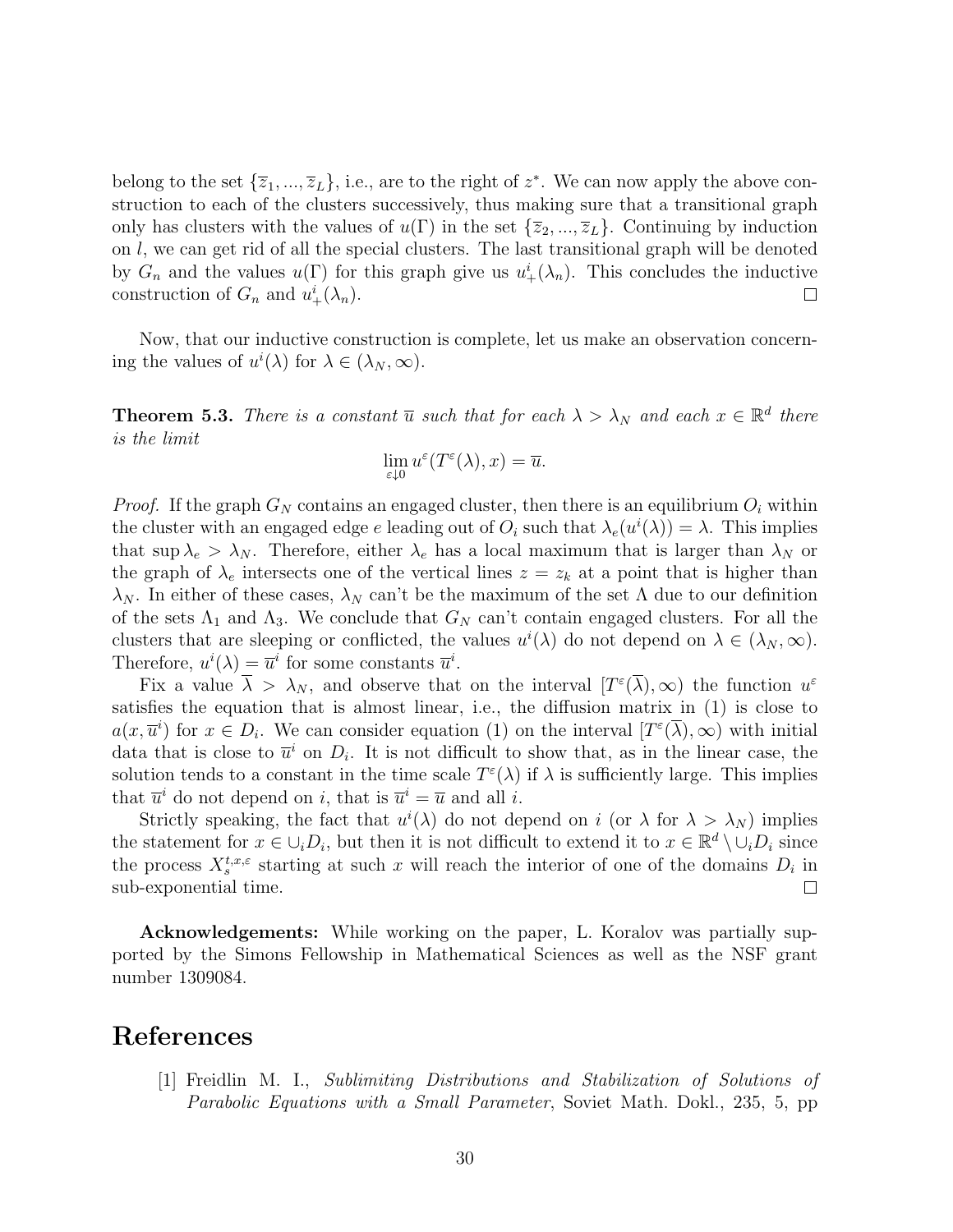belong to the set $\{\overline{z}_1, ..., \overline{z}_L\}$, i.e., are to the right of $z^*$. We can now apply the above construction to each of the clusters successively, thus making sure that a transitional graph only has clusters with the values of $u(\Gamma)$ in the set $\{\overline{z}_2, ..., \overline{z}_L\}$. Continuing by induction on $l$, we can get rid of all the special clusters. The last transitional graph will be denoted by $G_n$ and the values $u(\Gamma)$ for this graph give us $u^i_+(\lambda_n)$. This concludes the inductive construction of $G_n$ and $u^i_+(\lambda_n)$. $\square$

Now, that our inductive construction is complete, let us make an observation concerning the values of $u^i(\lambda)$ for $\lambda \in (\lambda_N, \infty)$.

**Theorem 5.3.** *There is a constant $\overline{u}$ such that for each $\lambda > \lambda_N$ and each $x \in \mathbb{R}^d$ there is the limit*

$$\lim_{\varepsilon \downarrow 0} u^\varepsilon(T^\varepsilon(\lambda), x) = \overline{u}.$$

*Proof.* If the graph $G_N$ contains an engaged cluster, then there is an equilibrium $O_i$ within the cluster with an engaged edge $e$ leading out of $O_i$ such that $\lambda_e(u^i(\lambda)) = \lambda$. This implies that $\sup \lambda_e > \lambda_N$. Therefore, either $\lambda_e$ has a local maximum that is larger than $\lambda_N$ or the graph of $\lambda_e$ intersects one of the vertical lines $z = z_k$ at a point that is higher than $\lambda_N$. In either of these cases, $\lambda_N$ can't be the maximum of the set $\Lambda$ due to our definition of the sets $\Lambda_1$ and $\Lambda_3$. We conclude that $G_N$ can't contain engaged clusters. For all the clusters that are sleeping or conflicted, the values $u^i(\lambda)$ do not depend on $\lambda \in (\lambda_N, \infty)$. Therefore, $u^i(\lambda) = \overline{u}^i$ for some constants $\overline{u}^i$.

Fix a value $\overline{\lambda} > \lambda_N$, and observe that on the interval $[T^\varepsilon(\overline{\lambda}), \infty)$ the function $u^\varepsilon$ satisfies the equation that is almost linear, i.e., the diffusion matrix in (1) is close to $a(x, \overline{u}^i)$ for $x \in D_i$. We can consider equation (1) on the interval $[T^\varepsilon(\overline{\lambda}), \infty)$ with initial data that is close to $\overline{u}^i$ on $D_i$. It is not difficult to show that, as in the linear case, the solution tends to a constant in the time scale $T^\varepsilon(\lambda)$ if $\lambda$ is sufficiently large. This implies that $\overline{u}^i$ do not depend on $i$, that is $\overline{u}^i = \overline{u}$ and all $i$.

Strictly speaking, the fact that $u^i(\lambda)$ do not depend on $i$ (or $\lambda$ for $\lambda > \lambda_N$) implies the statement for $x \in \cup_i D_i$, but then it is not difficult to extend it to $x \in \mathbb{R}^d \setminus \cup_i D_i$ since the process $X^{t,x,\varepsilon}_s$ starting at such $x$ will reach the interior of one of the domains $D_i$ in sub-exponential time. $\square$

**Acknowledgements:** While working on the paper, L. Koralov was partially supported by the Simons Fellowship in Mathematical Sciences as well as the NSF grant number 1309084.

# References

[1] Freidlin M. I., *Sublimiting Distributions and Stabilization of Solutions of Parabolic Equations with a Small Parameter*, Soviet Math. Dokl., 235, 5, pp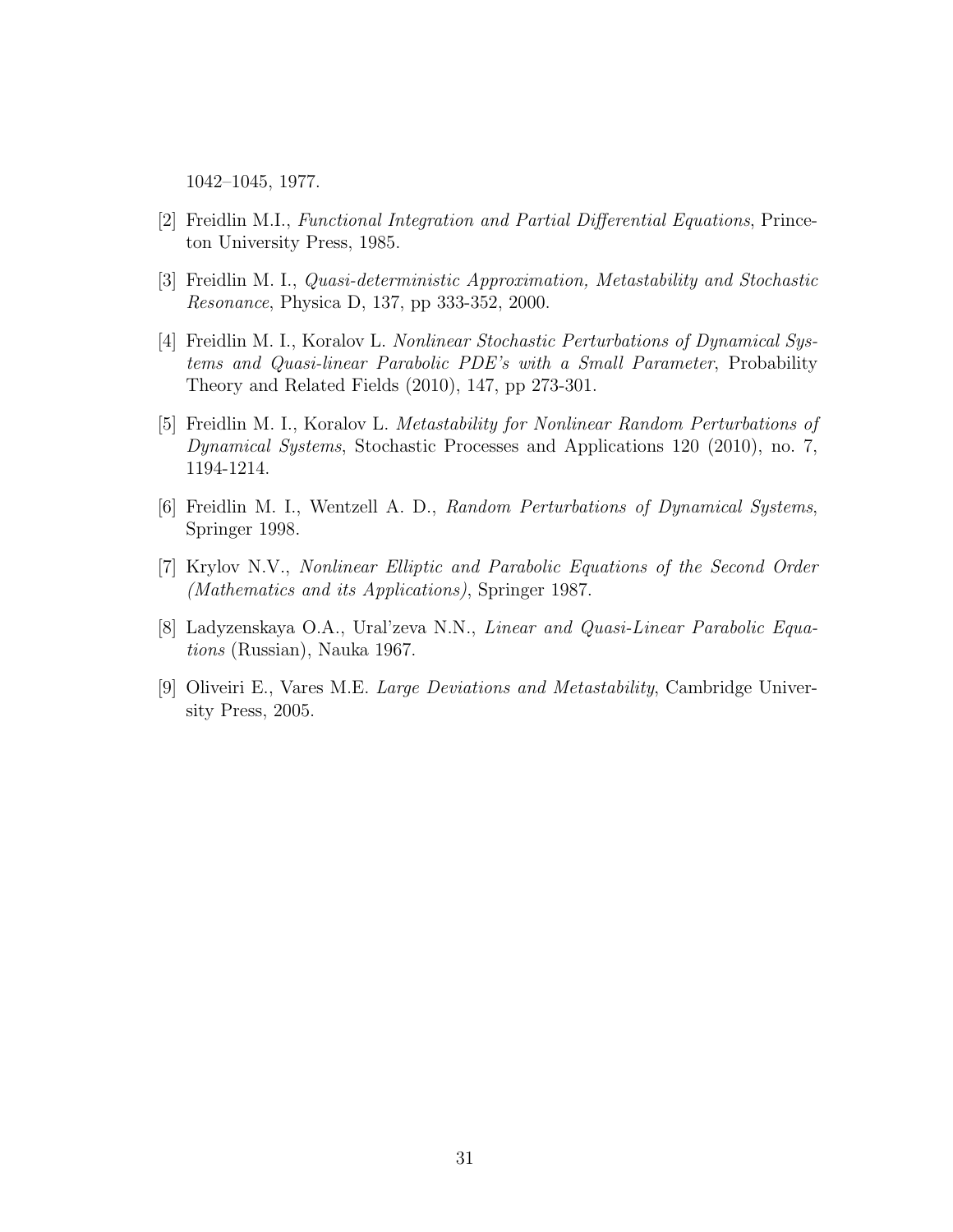1042–1045, 1977.

[2] Freidlin M.I., *Functional Integration and Partial Differential Equations*, Princeton University Press, 1985.

[3] Freidlin M. I., *Quasi-deterministic Approximation, Metastability and Stochastic Resonance*, Physica D, 137, pp 333-352, 2000.

[4] Freidlin M. I., Koralov L. *Nonlinear Stochastic Perturbations of Dynamical Systems and Quasi-linear Parabolic PDE's with a Small Parameter*, Probability Theory and Related Fields (2010), 147, pp 273-301.

[5] Freidlin M. I., Koralov L. *Metastability for Nonlinear Random Perturbations of Dynamical Systems*, Stochastic Processes and Applications 120 (2010), no. 7, 1194-1214.

[6] Freidlin M. I., Wentzell A. D., *Random Perturbations of Dynamical Systems*, Springer 1998.

[7] Krylov N.V., *Nonlinear Elliptic and Parabolic Equations of the Second Order (Mathematics and its Applications)*, Springer 1987.

[8] Ladyzenskaya O.A., Ural'zeva N.N., *Linear and Quasi-Linear Parabolic Equations* (Russian), Nauka 1967.

[9] Oliveiri E., Vares M.E. *Large Deviations and Metastability*, Cambridge University Press, 2005.